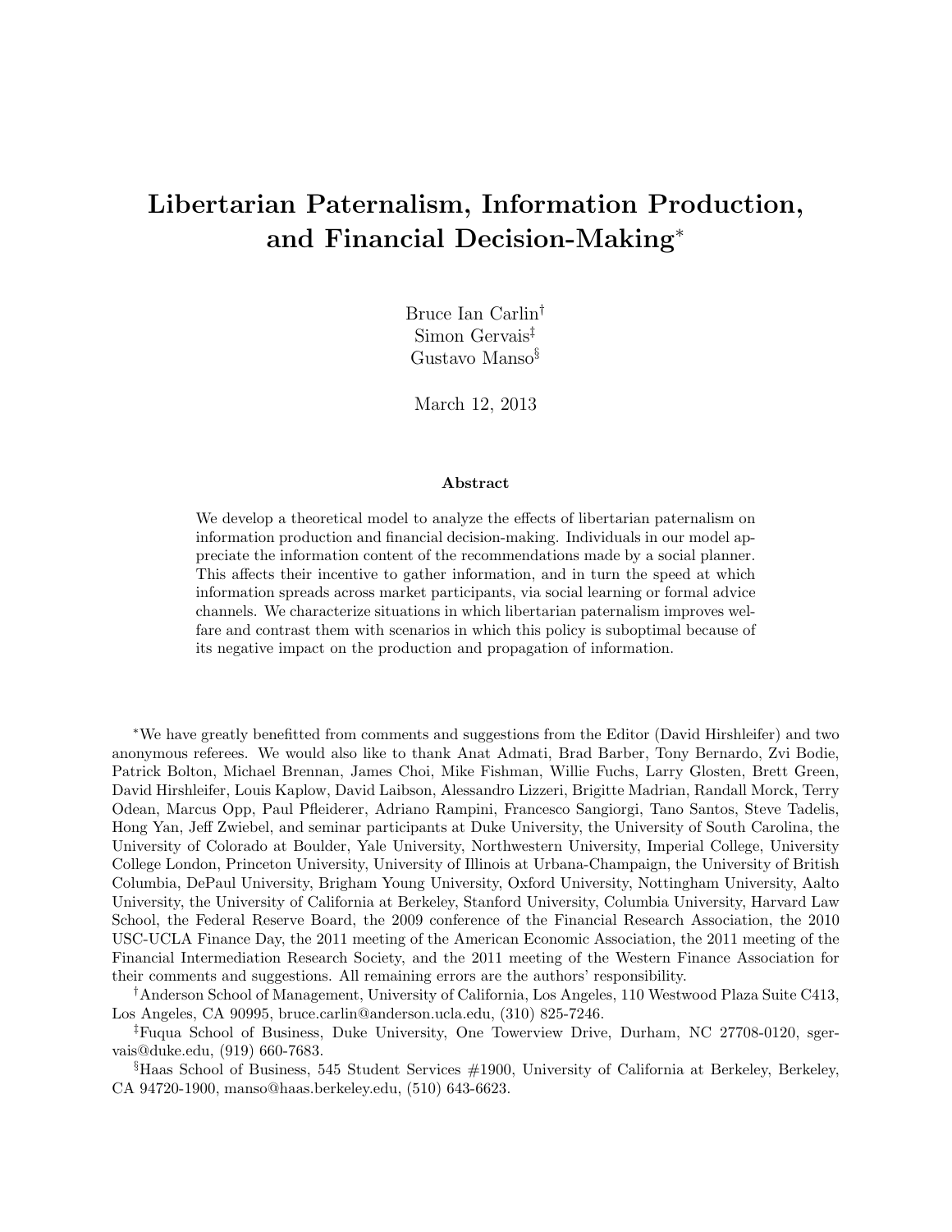# Libertarian Paternalism, Information Production, and Financial Decision-Making*

Bruce Ian Carlin†
Simon Gervais‡
Gustavo Manso§

March 12, 2013

## Abstract

We develop a theoretical model to analyze the effects of libertarian paternalism on information production and financial decision-making. Individuals in our model appreciate the information content of the recommendations made by a social planner. This affects their incentive to gather information, and in turn the speed at which information spreads across market participants, via social learning or formal advice channels. We characterize situations in which libertarian paternalism improves welfare and contrast them with scenarios in which this policy is suboptimal because of its negative impact on the production and propagation of information.

*We have greatly benefitted from comments and suggestions from the Editor (David Hirshleifer) and two anonymous referees. We would also like to thank Anat Admati, Brad Barber, Tony Bernardo, Zvi Bodie, Patrick Bolton, Michael Brennan, James Choi, Mike Fishman, Willie Fuchs, Larry Glosten, Brett Green, David Hirshleifer, Louis Kaplow, David Laibson, Alessandro Lizzeri, Brigitte Madrian, Randall Morck, Terry Odean, Marcus Opp, Paul Pfleiderer, Adriano Rampini, Francesco Sangiorgi, Tano Santos, Steve Tadelis, Hong Yan, Jeff Zwiebel, and seminar participants at Duke University, the University of South Carolina, the University of Colorado at Boulder, Yale University, Northwestern University, Imperial College, University College London, Princeton University, University of Illinois at Urbana-Champaign, the University of British Columbia, DePaul University, Brigham Young University, Oxford University, Nottingham University, Aalto University, the University of California at Berkeley, Stanford University, Columbia University, Harvard Law School, the Federal Reserve Board, the 2009 conference of the Financial Research Association, the 2010 USC-UCLA Finance Day, the 2011 meeting of the American Economic Association, the 2011 meeting of the Financial Intermediation Research Society, and the 2011 meeting of the Western Finance Association for their comments and suggestions. All remaining errors are the authors' responsibility.

†Anderson School of Management, University of California, Los Angeles, 110 Westwood Plaza Suite C413, Los Angeles, CA 90995, bruce.carlin@anderson.ucla.edu, (310) 825-7246.

‡Fuqua School of Business, Duke University, One Towerview Drive, Durham, NC 27708-0120, sgervais@duke.edu, (919) 660-7683.

§Haas School of Business, 545 Student Services #1900, University of California at Berkeley, Berkeley, CA 94720-1900, manso@haas.berkeley.edu, (510) 643-6623.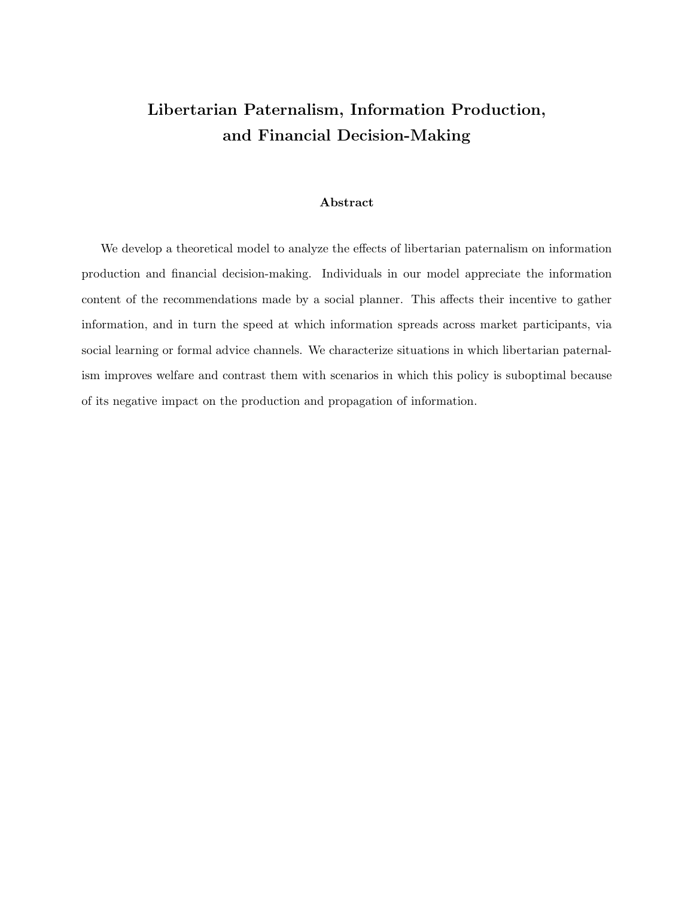# Libertarian Paternalism, Information Production, and Financial Decision-Making

### Abstract

We develop a theoretical model to analyze the effects of libertarian paternalism on information production and financial decision-making. Individuals in our model appreciate the information content of the recommendations made by a social planner. This affects their incentive to gather information, and in turn the speed at which information spreads across market participants, via social learning or formal advice channels. We characterize situations in which libertarian paternalism improves welfare and contrast them with scenarios in which this policy is suboptimal because of its negative impact on the production and propagation of information.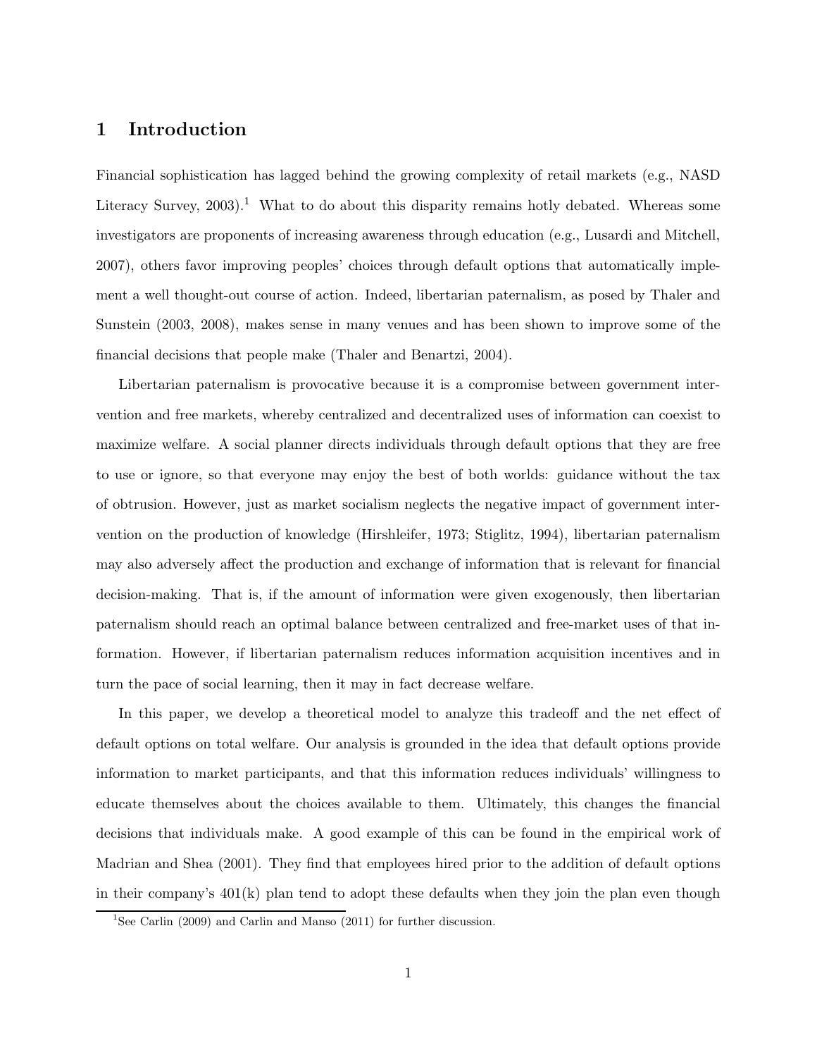# 1 Introduction

Financial sophistication has lagged behind the growing complexity of retail markets (e.g., NASD Literacy Survey, 2003).[1] What to do about this disparity remains hotly debated. Whereas some investigators are proponents of increasing awareness through education (e.g., Lusardi and Mitchell, 2007), others favor improving peoples' choices through default options that automatically implement a well thought-out course of action. Indeed, libertarian paternalism, as posed by Thaler and Sunstein (2003, 2008), makes sense in many venues and has been shown to improve some of the financial decisions that people make (Thaler and Benartzi, 2004).

Libertarian paternalism is provocative because it is a compromise between government intervention and free markets, whereby centralized and decentralized uses of information can coexist to maximize welfare. A social planner directs individuals through default options that they are free to use or ignore, so that everyone may enjoy the best of both worlds: guidance without the tax of obtrusion. However, just as market socialism neglects the negative impact of government intervention on the production of knowledge (Hirshleifer, 1973; Stiglitz, 1994), libertarian paternalism may also adversely affect the production and exchange of information that is relevant for financial decision-making. That is, if the amount of information were given exogenously, then libertarian paternalism should reach an optimal balance between centralized and free-market uses of that information. However, if libertarian paternalism reduces information acquisition incentives and in turn the pace of social learning, then it may in fact decrease welfare.

In this paper, we develop a theoretical model to analyze this tradeoff and the net effect of default options on total welfare. Our analysis is grounded in the idea that default options provide information to market participants, and that this information reduces individuals' willingness to educate themselves about the choices available to them. Ultimately, this changes the financial decisions that individuals make. A good example of this can be found in the empirical work of Madrian and Shea (2001). They find that employees hired prior to the addition of default options in their company's 401(k) plan tend to adopt these defaults when they join the plan even though

[1] See Carlin (2009) and Carlin and Manso (2011) for further discussion.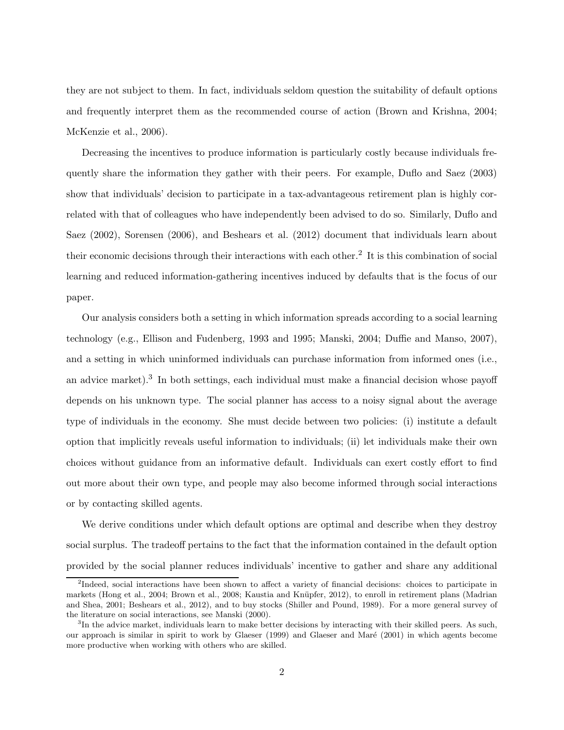they are not subject to them. In fact, individuals seldom question the suitability of default options and frequently interpret them as the recommended course of action (Brown and Krishna, 2004; McKenzie et al., 2006).

Decreasing the incentives to produce information is particularly costly because individuals frequently share the information they gather with their peers. For example, Duflo and Saez (2003) show that individuals' decision to participate in a tax-advantageous retirement plan is highly correlated with that of colleagues who have independently been advised to do so. Similarly, Duflo and Saez (2002), Sorensen (2006), and Beshears et al. (2012) document that individuals learn about their economic decisions through their interactions with each other.[2] It is this combination of social learning and reduced information-gathering incentives induced by defaults that is the focus of our paper.

Our analysis considers both a setting in which information spreads according to a social learning technology (e.g., Ellison and Fudenberg, 1993 and 1995; Manski, 2004; Duffie and Manso, 2007), and a setting in which uninformed individuals can purchase information from informed ones (i.e., an advice market).[3] In both settings, each individual must make a financial decision whose payoff depends on his unknown type. The social planner has access to a noisy signal about the average type of individuals in the economy. She must decide between two policies: (i) institute a default option that implicitly reveals useful information to individuals; (ii) let individuals make their own choices without guidance from an informative default. Individuals can exert costly effort to find out more about their own type, and people may also become informed through social interactions or by contacting skilled agents.

We derive conditions under which default options are optimal and describe when they destroy social surplus. The tradeoff pertains to the fact that the information contained in the default option provided by the social planner reduces individuals' incentive to gather and share any additional

[2] Indeed, social interactions have been shown to affect a variety of financial decisions: choices to participate in markets (Hong et al., 2004; Brown et al., 2008; Kaustia and Knüpfer, 2012), to enroll in retirement plans (Madrian and Shea, 2001; Beshears et al., 2012), and to buy stocks (Shiller and Pound, 1989). For a more general survey of the literature on social interactions, see Manski (2000).

[3] In the advice market, individuals learn to make better decisions by interacting with their skilled peers. As such, our approach is similar in spirit to work by Glaeser (1999) and Glaeser and Maré (2001) in which agents become more productive when working with others who are skilled.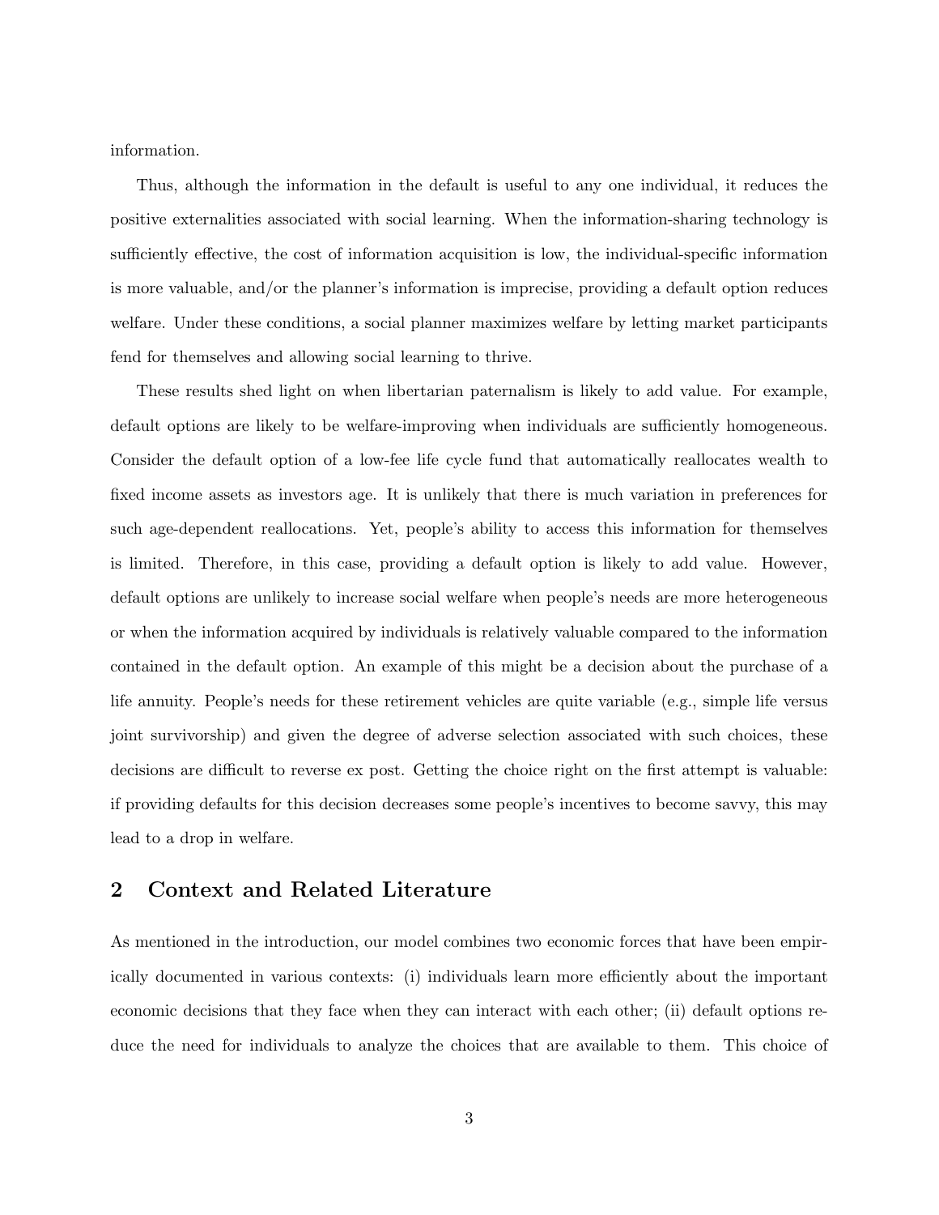information.

Thus, although the information in the default is useful to any one individual, it reduces the positive externalities associated with social learning. When the information-sharing technology is sufficiently effective, the cost of information acquisition is low, the individual-specific information is more valuable, and/or the planner's information is imprecise, providing a default option reduces welfare. Under these conditions, a social planner maximizes welfare by letting market participants fend for themselves and allowing social learning to thrive.

These results shed light on when libertarian paternalism is likely to add value. For example, default options are likely to be welfare-improving when individuals are sufficiently homogeneous. Consider the default option of a low-fee life cycle fund that automatically reallocates wealth to fixed income assets as investors age. It is unlikely that there is much variation in preferences for such age-dependent reallocations. Yet, people's ability to access this information for themselves is limited. Therefore, in this case, providing a default option is likely to add value. However, default options are unlikely to increase social welfare when people's needs are more heterogeneous or when the information acquired by individuals is relatively valuable compared to the information contained in the default option. An example of this might be a decision about the purchase of a life annuity. People's needs for these retirement vehicles are quite variable (e.g., simple life versus joint survivorship) and given the degree of adverse selection associated with such choices, these decisions are difficult to reverse ex post. Getting the choice right on the first attempt is valuable: if providing defaults for this decision decreases some people's incentives to become savvy, this may lead to a drop in welfare.

## 2 Context and Related Literature

As mentioned in the introduction, our model combines two economic forces that have been empirically documented in various contexts: (i) individuals learn more efficiently about the important economic decisions that they face when they can interact with each other; (ii) default options reduce the need for individuals to analyze the choices that are available to them. This choice of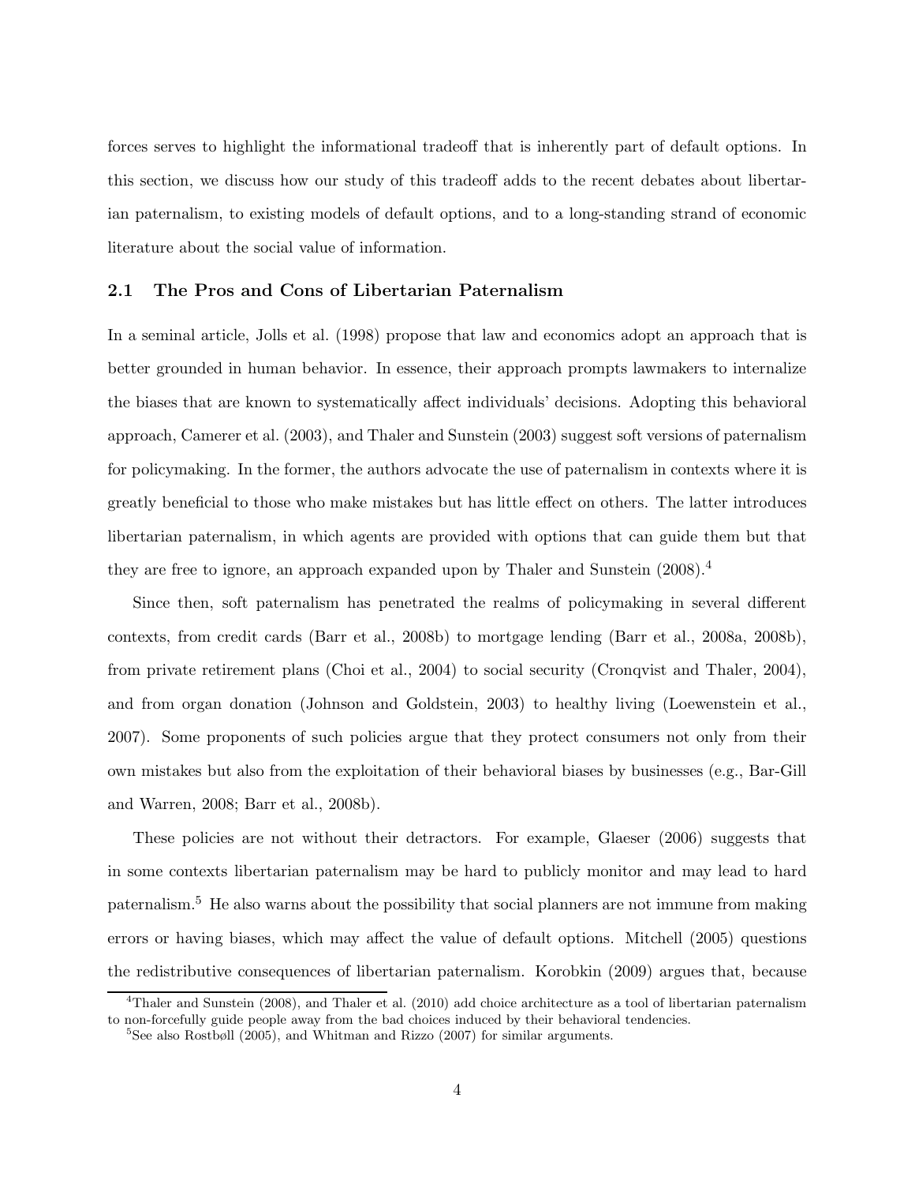forces serves to highlight the informational tradeoff that is inherently part of default options. In this section, we discuss how our study of this tradeoff adds to the recent debates about libertarian paternalism, to existing models of default options, and to a long-standing strand of economic literature about the social value of information.

## 2.1 The Pros and Cons of Libertarian Paternalism

In a seminal article, Jolls et al. (1998) propose that law and economics adopt an approach that is better grounded in human behavior. In essence, their approach prompts lawmakers to internalize the biases that are known to systematically affect individuals' decisions. Adopting this behavioral approach, Camerer et al. (2003), and Thaler and Sunstein (2003) suggest soft versions of paternalism for policymaking. In the former, the authors advocate the use of paternalism in contexts where it is greatly beneficial to those who make mistakes but has little effect on others. The latter introduces libertarian paternalism, in which agents are provided with options that can guide them but that they are free to ignore, an approach expanded upon by Thaler and Sunstein (2008).[4]

Since then, soft paternalism has penetrated the realms of policymaking in several different contexts, from credit cards (Barr et al., 2008b) to mortgage lending (Barr et al., 2008a, 2008b), from private retirement plans (Choi et al., 2004) to social security (Cronqvist and Thaler, 2004), and from organ donation (Johnson and Goldstein, 2003) to healthy living (Loewenstein et al., 2007). Some proponents of such policies argue that they protect consumers not only from their own mistakes but also from the exploitation of their behavioral biases by businesses (e.g., Bar-Gill and Warren, 2008; Barr et al., 2008b).

These policies are not without their detractors. For example, Glaeser (2006) suggests that in some contexts libertarian paternalism may be hard to publicly monitor and may lead to hard paternalism.[5] He also warns about the possibility that social planners are not immune from making errors or having biases, which may affect the value of default options. Mitchell (2005) questions the redistributive consequences of libertarian paternalism. Korobkin (2009) argues that, because

[4] Thaler and Sunstein (2008), and Thaler et al. (2010) add choice architecture as a tool of libertarian paternalism to non-forcefully guide people away from the bad choices induced by their behavioral tendencies.

[5] See also Rostbøll (2005), and Whitman and Rizzo (2007) for similar arguments.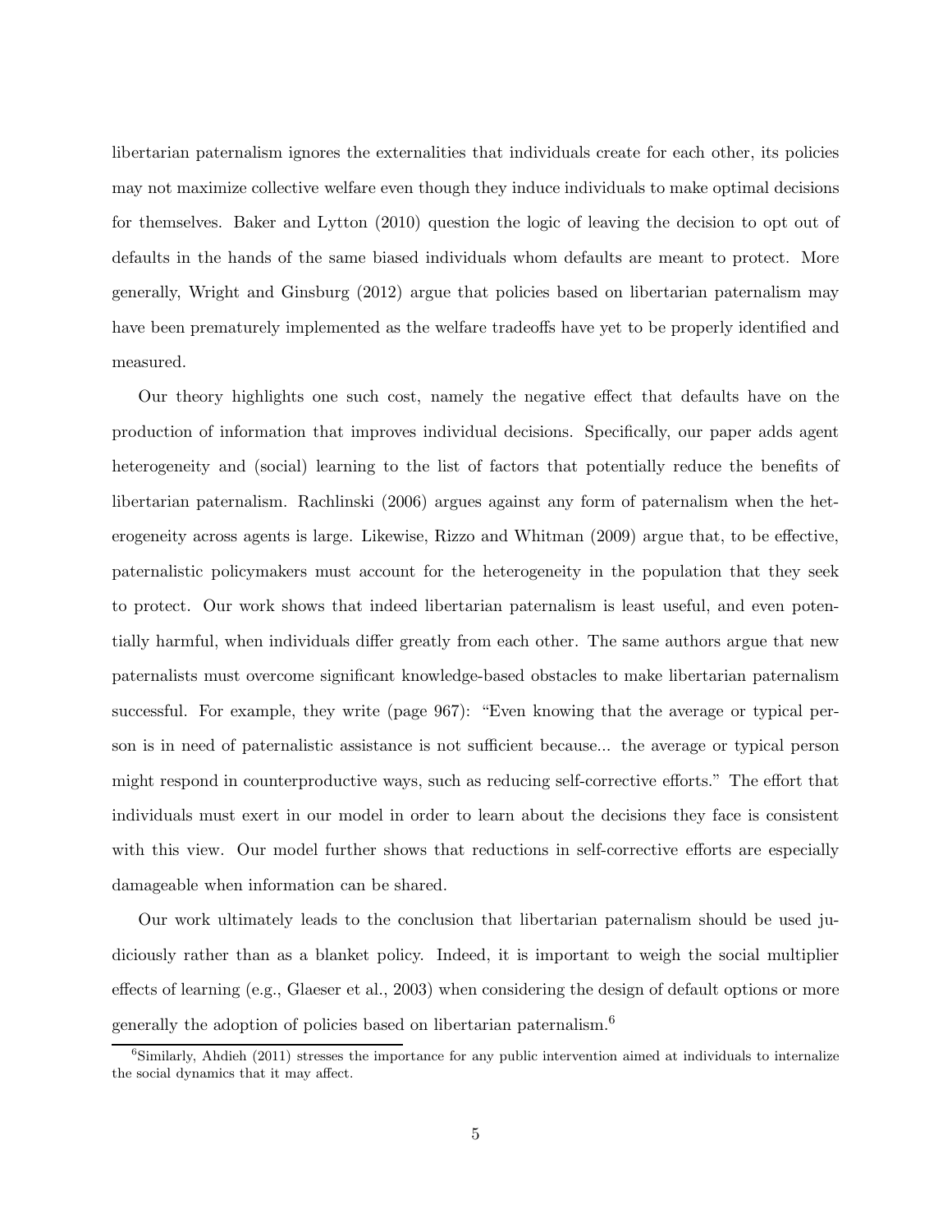libertarian paternalism ignores the externalities that individuals create for each other, its policies may not maximize collective welfare even though they induce individuals to make optimal decisions for themselves. Baker and Lytton (2010) question the logic of leaving the decision to opt out of defaults in the hands of the same biased individuals whom defaults are meant to protect. More generally, Wright and Ginsburg (2012) argue that policies based on libertarian paternalism may have been prematurely implemented as the welfare tradeoffs have yet to be properly identified and measured.

Our theory highlights one such cost, namely the negative effect that defaults have on the production of information that improves individual decisions. Specifically, our paper adds agent heterogeneity and (social) learning to the list of factors that potentially reduce the benefits of libertarian paternalism. Rachlinski (2006) argues against any form of paternalism when the heterogeneity across agents is large. Likewise, Rizzo and Whitman (2009) argue that, to be effective, paternalistic policymakers must account for the heterogeneity in the population that they seek to protect. Our work shows that indeed libertarian paternalism is least useful, and even potentially harmful, when individuals differ greatly from each other. The same authors argue that new paternalists must overcome significant knowledge-based obstacles to make libertarian paternalism successful. For example, they write (page 967): "Even knowing that the average or typical person is in need of paternalistic assistance is not sufficient because... the average or typical person might respond in counterproductive ways, such as reducing self-corrective efforts." The effort that individuals must exert in our model in order to learn about the decisions they face is consistent with this view. Our model further shows that reductions in self-corrective efforts are especially damageable when information can be shared.

Our work ultimately leads to the conclusion that libertarian paternalism should be used judiciously rather than as a blanket policy. Indeed, it is important to weigh the social multiplier effects of learning (e.g., Glaeser et al., 2003) when considering the design of default options or more generally the adoption of policies based on libertarian paternalism.[6]

[6] Similarly, Ahdieh (2011) stresses the importance for any public intervention aimed at individuals to internalize the social dynamics that it may affect.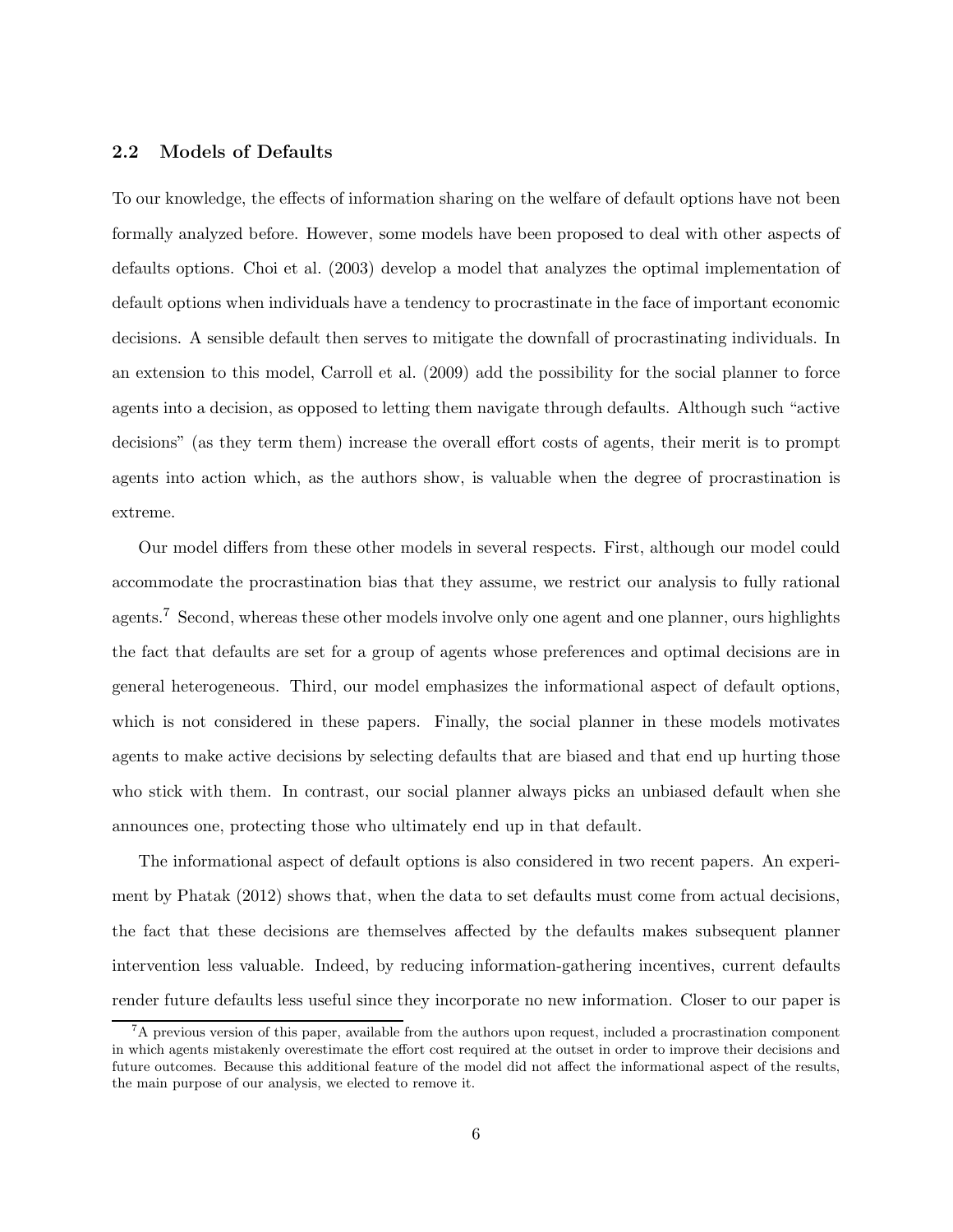### 2.2 Models of Defaults

To our knowledge, the effects of information sharing on the welfare of default options have not been formally analyzed before. However, some models have been proposed to deal with other aspects of defaults options. Choi et al. (2003) develop a model that analyzes the optimal implementation of default options when individuals have a tendency to procrastinate in the face of important economic decisions. A sensible default then serves to mitigate the downfall of procrastinating individuals. In an extension to this model, Carroll et al. (2009) add the possibility for the social planner to force agents into a decision, as opposed to letting them navigate through defaults. Although such "active decisions" (as they term them) increase the overall effort costs of agents, their merit is to prompt agents into action which, as the authors show, is valuable when the degree of procrastination is extreme.

Our model differs from these other models in several respects. First, although our model could accommodate the procrastination bias that they assume, we restrict our analysis to fully rational agents.[7] Second, whereas these other models involve only one agent and one planner, ours highlights the fact that defaults are set for a group of agents whose preferences and optimal decisions are in general heterogeneous. Third, our model emphasizes the informational aspect of default options, which is not considered in these papers. Finally, the social planner in these models motivates agents to make active decisions by selecting defaults that are biased and that end up hurting those who stick with them. In contrast, our social planner always picks an unbiased default when she announces one, protecting those who ultimately end up in that default.

The informational aspect of default options is also considered in two recent papers. An experiment by Phatak (2012) shows that, when the data to set defaults must come from actual decisions, the fact that these decisions are themselves affected by the defaults makes subsequent planner intervention less valuable. Indeed, by reducing information-gathering incentives, current defaults render future defaults less useful since they incorporate no new information. Closer to our paper is

[7] A previous version of this paper, available from the authors upon request, included a procrastination component in which agents mistakenly overestimate the effort cost required at the outset in order to improve their decisions and future outcomes. Because this additional feature of the model did not affect the informational aspect of the results, the main purpose of our analysis, we elected to remove it.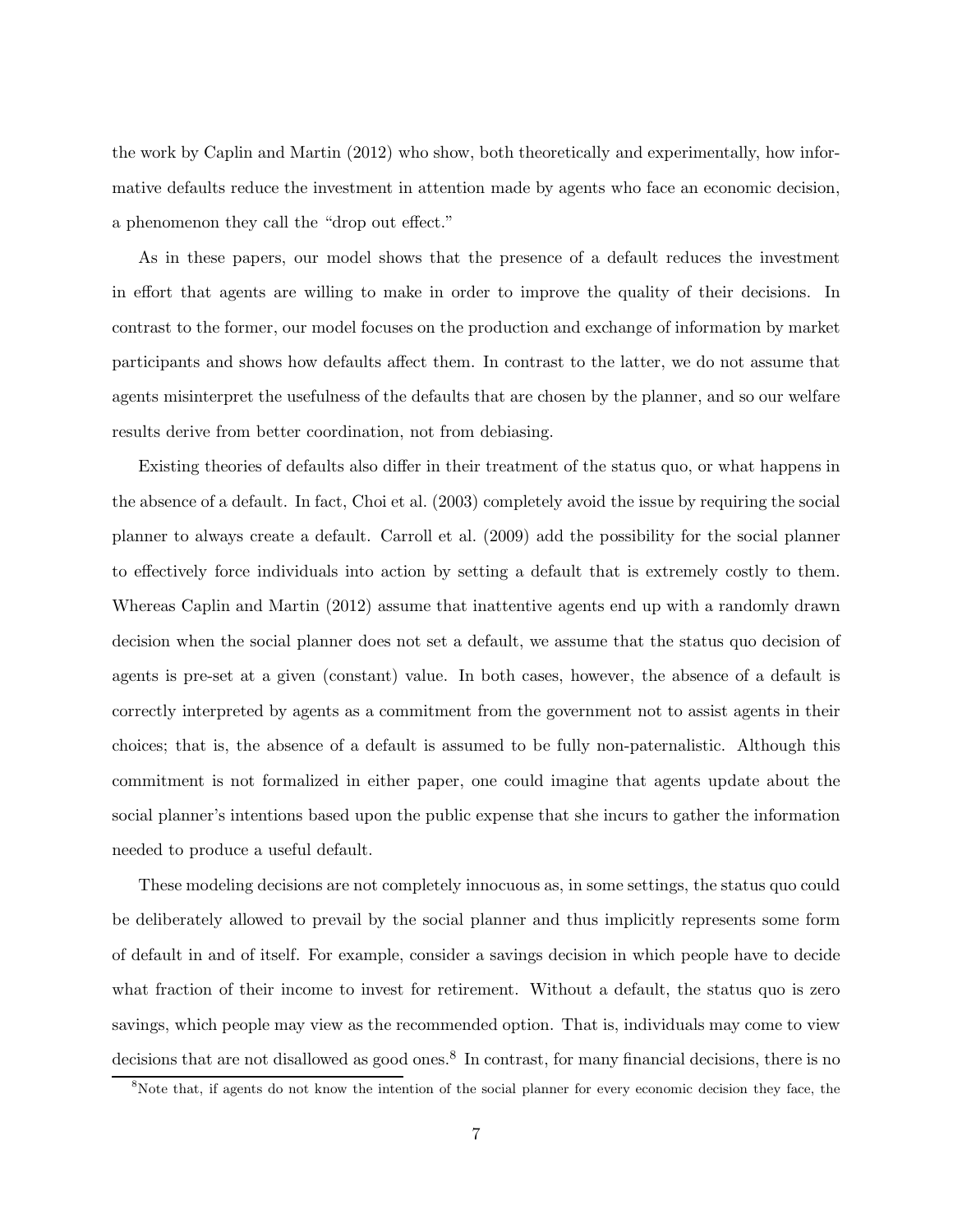the work by Caplin and Martin (2012) who show, both theoretically and experimentally, how informative defaults reduce the investment in attention made by agents who face an economic decision, a phenomenon they call the "drop out effect."

As in these papers, our model shows that the presence of a default reduces the investment in effort that agents are willing to make in order to improve the quality of their decisions. In contrast to the former, our model focuses on the production and exchange of information by market participants and shows how defaults affect them. In contrast to the latter, we do not assume that agents misinterpret the usefulness of the defaults that are chosen by the planner, and so our welfare results derive from better coordination, not from debiasing.

Existing theories of defaults also differ in their treatment of the status quo, or what happens in the absence of a default. In fact, Choi et al. (2003) completely avoid the issue by requiring the social planner to always create a default. Carroll et al. (2009) add the possibility for the social planner to effectively force individuals into action by setting a default that is extremely costly to them. Whereas Caplin and Martin (2012) assume that inattentive agents end up with a randomly drawn decision when the social planner does not set a default, we assume that the status quo decision of agents is pre-set at a given (constant) value. In both cases, however, the absence of a default is correctly interpreted by agents as a commitment from the government not to assist agents in their choices; that is, the absence of a default is assumed to be fully non-paternalistic. Although this commitment is not formalized in either paper, one could imagine that agents update about the social planner's intentions based upon the public expense that she incurs to gather the information needed to produce a useful default.

These modeling decisions are not completely innocuous as, in some settings, the status quo could be deliberately allowed to prevail by the social planner and thus implicitly represents some form of default in and of itself. For example, consider a savings decision in which people have to decide what fraction of their income to invest for retirement. Without a default, the status quo is zero savings, which people may view as the recommended option. That is, individuals may come to view decisions that are not disallowed as good ones.[8] In contrast, for many financial decisions, there is no

[8] Note that, if agents do not know the intention of the social planner for every economic decision they face, the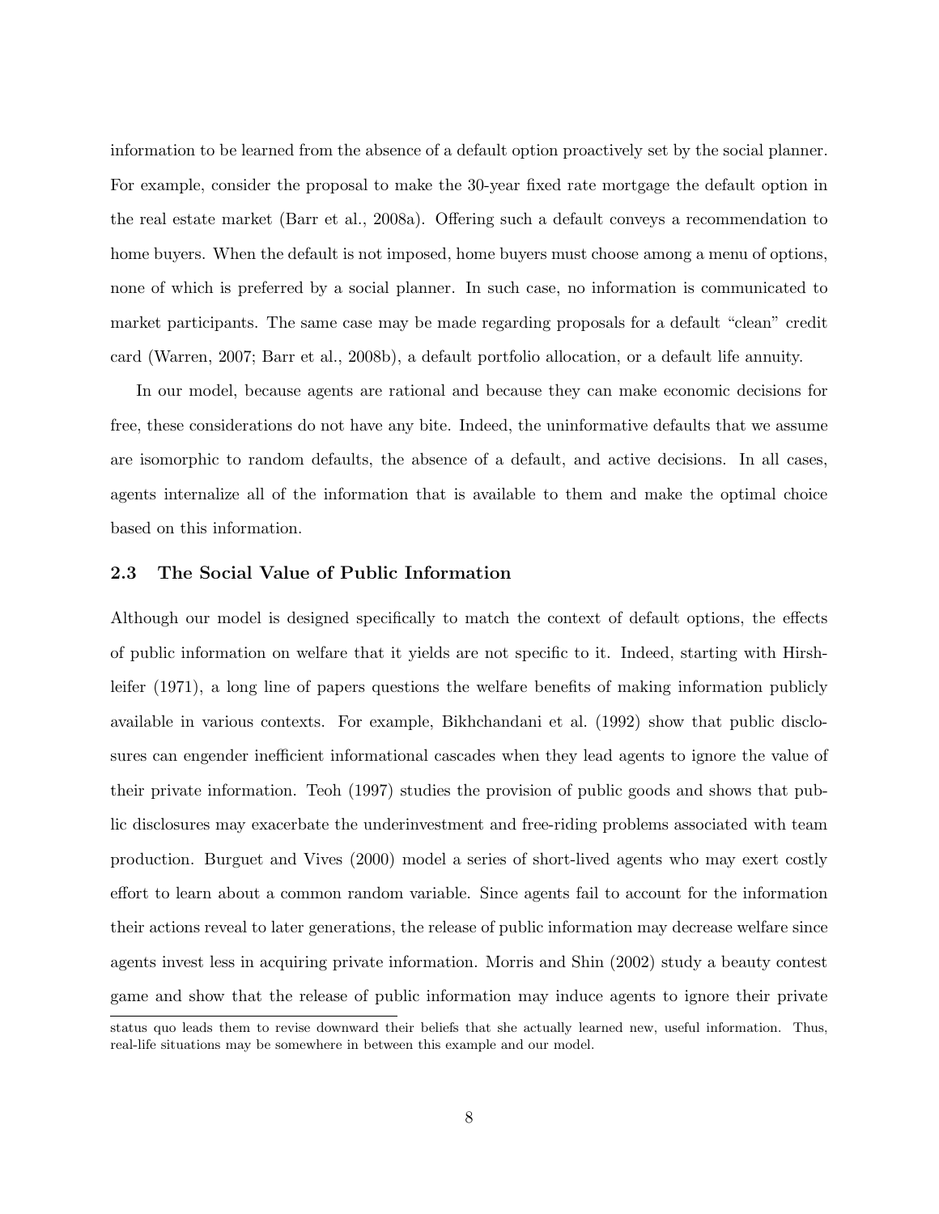information to be learned from the absence of a default option proactively set by the social planner. For example, consider the proposal to make the 30-year fixed rate mortgage the default option in the real estate market (Barr et al., 2008a). Offering such a default conveys a recommendation to home buyers. When the default is not imposed, home buyers must choose among a menu of options, none of which is preferred by a social planner. In such case, no information is communicated to market participants. The same case may be made regarding proposals for a default "clean" credit card (Warren, 2007; Barr et al., 2008b), a default portfolio allocation, or a default life annuity.

In our model, because agents are rational and because they can make economic decisions for free, these considerations do not have any bite. Indeed, the uninformative defaults that we assume are isomorphic to random defaults, the absence of a default, and active decisions. In all cases, agents internalize all of the information that is available to them and make the optimal choice based on this information.

### 2.3 The Social Value of Public Information

Although our model is designed specifically to match the context of default options, the effects of public information on welfare that it yields are not specific to it. Indeed, starting with Hirshleifer (1971), a long line of papers questions the welfare benefits of making information publicly available in various contexts. For example, Bikhchandani et al. (1992) show that public disclosures can engender inefficient informational cascades when they lead agents to ignore the value of their private information. Teoh (1997) studies the provision of public goods and shows that public disclosures may exacerbate the underinvestment and free-riding problems associated with team production. Burguet and Vives (2000) model a series of short-lived agents who may exert costly effort to learn about a common random variable. Since agents fail to account for the information their actions reveal to later generations, the release of public information may decrease welfare since agents invest less in acquiring private information. Morris and Shin (2002) study a beauty contest game and show that the release of public information may induce agents to ignore their private

status quo leads them to revise downward their beliefs that she actually learned new, useful information. Thus, real-life situations may be somewhere in between this example and our model.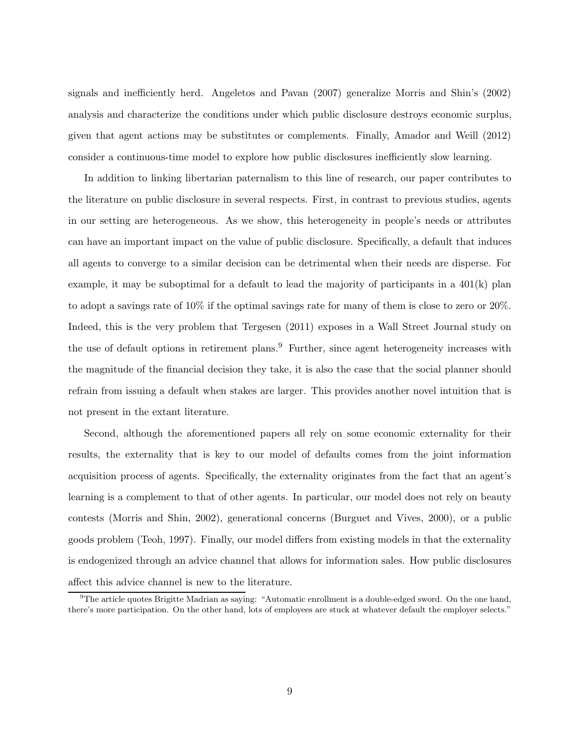signals and inefficiently herd. Angeletos and Pavan (2007) generalize Morris and Shin's (2002) analysis and characterize the conditions under which public disclosure destroys economic surplus, given that agent actions may be substitutes or complements. Finally, Amador and Weill (2012) consider a continuous-time model to explore how public disclosures inefficiently slow learning.

In addition to linking libertarian paternalism to this line of research, our paper contributes to the literature on public disclosure in several respects. First, in contrast to previous studies, agents in our setting are heterogeneous. As we show, this heterogeneity in people's needs or attributes can have an important impact on the value of public disclosure. Specifically, a default that induces all agents to converge to a similar decision can be detrimental when their needs are disperse. For example, it may be suboptimal for a default to lead the majority of participants in a 401(k) plan to adopt a savings rate of 10% if the optimal savings rate for many of them is close to zero or 20%. Indeed, this is the very problem that Tergesen (2011) exposes in a Wall Street Journal study on the use of default options in retirement plans.[9] Further, since agent heterogeneity increases with the magnitude of the financial decision they take, it is also the case that the social planner should refrain from issuing a default when stakes are larger. This provides another novel intuition that is not present in the extant literature.

Second, although the aforementioned papers all rely on some economic externality for their results, the externality that is key to our model of defaults comes from the joint information acquisition process of agents. Specifically, the externality originates from the fact that an agent's learning is a complement to that of other agents. In particular, our model does not rely on beauty contests (Morris and Shin, 2002), generational concerns (Burguet and Vives, 2000), or a public goods problem (Teoh, 1997). Finally, our model differs from existing models in that the externality is endogenized through an advice channel that allows for information sales. How public disclosures affect this advice channel is new to the literature.

[9] The article quotes Brigitte Madrian as saying: "Automatic enrollment is a double-edged sword. On the one hand, there's more participation. On the other hand, lots of employees are stuck at whatever default the employer selects."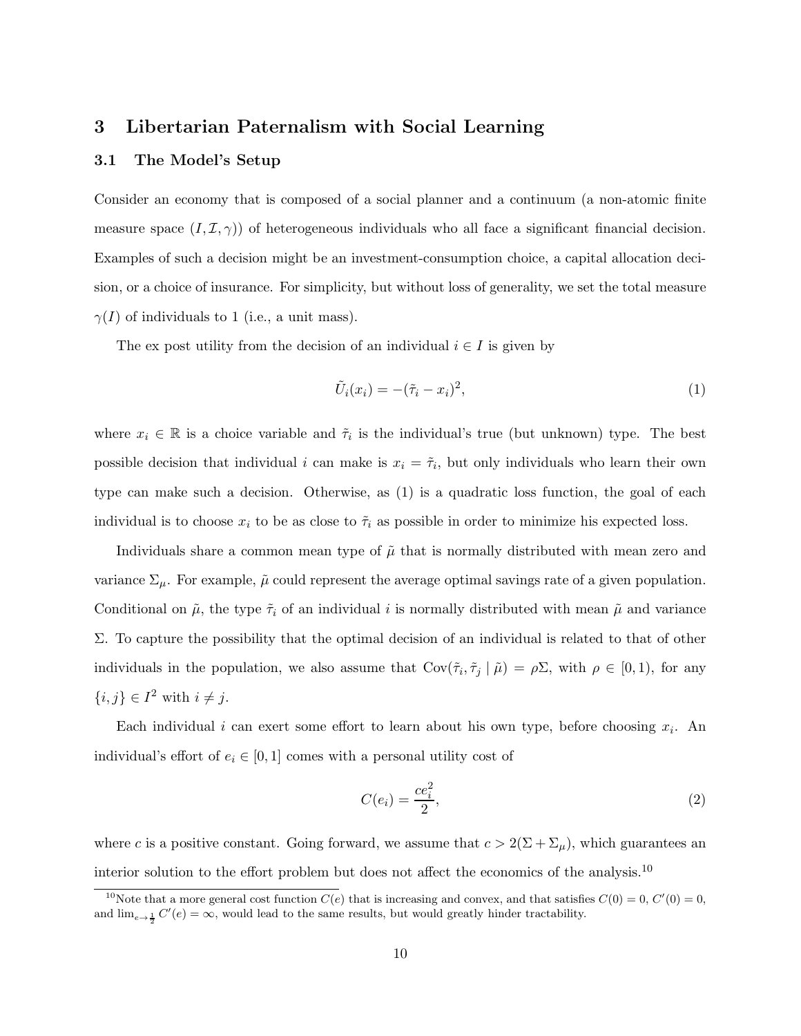# 3 Libertarian Paternalism with Social Learning

## 3.1 The Model's Setup

Consider an economy that is composed of a social planner and a continuum (a non-atomic finite measure space $(I, \mathcal{I}, \gamma)$) of heterogeneous individuals who all face a significant financial decision. Examples of such a decision might be an investment-consumption choice, a capital allocation decision, or a choice of insurance. For simplicity, but without loss of generality, we set the total measure $\gamma(I)$ of individuals to 1 (i.e., a unit mass).

The ex post utility from the decision of an individual $i \in I$ is given by

$$\tilde{U}_i(x_i) = -(\tilde{\tau}_i - x_i)^2, \tag{1}$$

where $x_i \in \mathbb{R}$ is a choice variable and $\tilde{\tau}_i$ is the individual's true (but unknown) type. The best possible decision that individual $i$ can make is $x_i = \tilde{\tau}_i$, but only individuals who learn their own type can make such a decision. Otherwise, as (1) is a quadratic loss function, the goal of each individual is to choose $x_i$ to be as close to $\tilde{\tau}_i$ as possible in order to minimize his expected loss.

Individuals share a common mean type of $\tilde{\mu}$ that is normally distributed with mean zero and variance $\Sigma_\mu$. For example, $\tilde{\mu}$ could represent the average optimal savings rate of a given population. Conditional on $\tilde{\mu}$, the type $\tilde{\tau}_i$ of an individual $i$ is normally distributed with mean $\tilde{\mu}$ and variance $\Sigma$. To capture the possibility that the optimal decision of an individual is related to that of other individuals in the population, we also assume that $\mathrm{Cov}(\tilde{\tau}_i, \tilde{\tau}_j \mid \tilde{\mu}) = \rho\Sigma$, with $\rho \in [0, 1)$, for any $\{i, j\} \in I^2$ with $i \neq j$.

Each individual $i$ can exert some effort to learn about his own type, before choosing $x_i$. An individual's effort of $e_i \in [0, 1]$ comes with a personal utility cost of

$$C(e_i) = \frac{ce_i^2}{2}, \tag{2}$$

where $c$ is a positive constant. Going forward, we assume that $c > 2(\Sigma + \Sigma_\mu)$, which guarantees an interior solution to the effort problem but does not affect the economics of the analysis.[10]

[10] Note that a more general cost function $C(e)$ that is increasing and convex, and that satisfies $C(0) = 0$, $C'(0) = 0$, and $\lim_{e \to \frac{1}{2}} C'(e) = \infty$, would lead to the same results, but would greatly hinder tractability.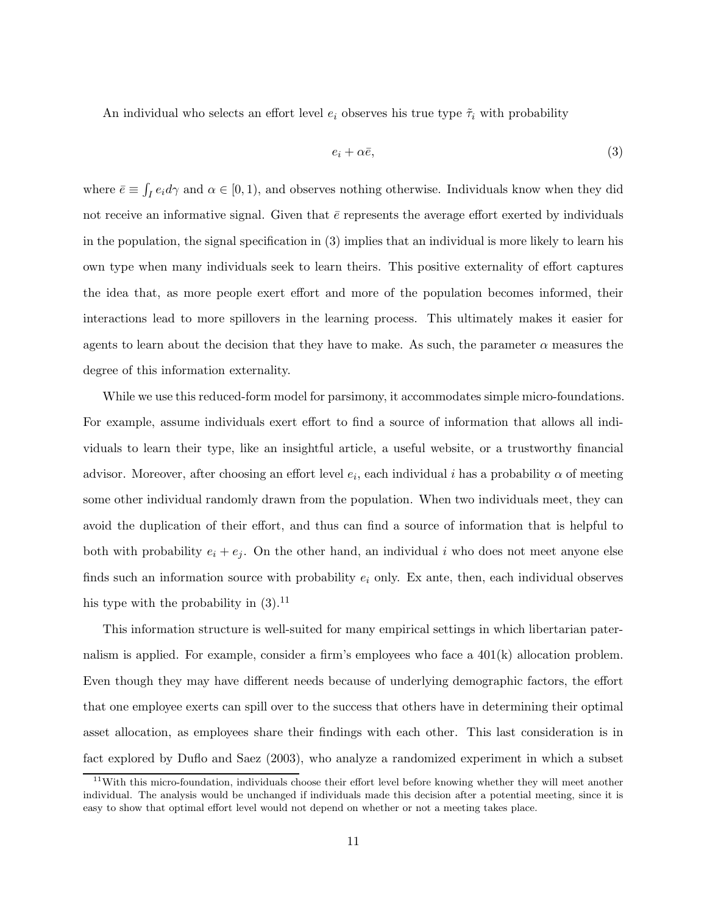An individual who selects an effort level $e_i$ observes his true type $\tilde{\tau}_i$ with probability

$$e_i + \alpha \bar{e}, \tag{3}$$

where $\bar{e} \equiv \int_I e_i d\gamma$ and $\alpha \in [0, 1)$, and observes nothing otherwise. Individuals know when they did not receive an informative signal. Given that $\bar{e}$ represents the average effort exerted by individuals in the population, the signal specification in (3) implies that an individual is more likely to learn his own type when many individuals seek to learn theirs. This positive externality of effort captures the idea that, as more people exert effort and more of the population becomes informed, their interactions lead to more spillovers in the learning process. This ultimately makes it easier for agents to learn about the decision that they have to make. As such, the parameter $\alpha$ measures the degree of this information externality.

While we use this reduced-form model for parsimony, it accommodates simple micro-foundations. For example, assume individuals exert effort to find a source of information that allows all individuals to learn their type, like an insightful article, a useful website, or a trustworthy financial advisor. Moreover, after choosing an effort level $e_i$, each individual $i$ has a probability $\alpha$ of meeting some other individual randomly drawn from the population. When two individuals meet, they can avoid the duplication of their effort, and thus can find a source of information that is helpful to both with probability $e_i + e_j$. On the other hand, an individual $i$ who does not meet anyone else finds such an information source with probability $e_i$ only. Ex ante, then, each individual observes his type with the probability in (3).[11]

This information structure is well-suited for many empirical settings in which libertarian paternalism is applied. For example, consider a firm's employees who face a 401(k) allocation problem. Even though they may have different needs because of underlying demographic factors, the effort that one employee exerts can spill over to the success that others have in determining their optimal asset allocation, as employees share their findings with each other. This last consideration is in fact explored by Duflo and Saez (2003), who analyze a randomized experiment in which a subset

[11] With this micro-foundation, individuals choose their effort level before knowing whether they will meet another individual. The analysis would be unchanged if individuals made this decision after a potential meeting, since it is easy to show that optimal effort level would not depend on whether or not a meeting takes place.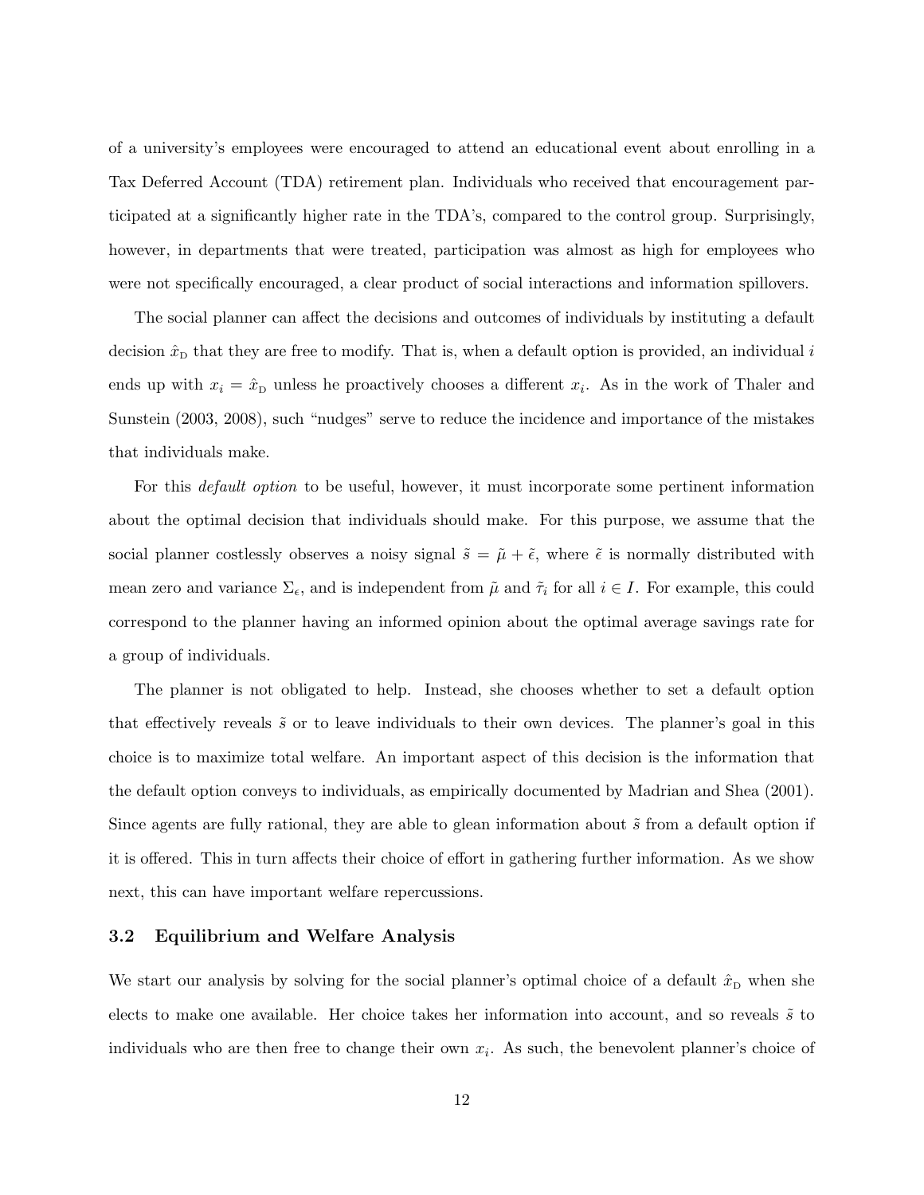of a university's employees were encouraged to attend an educational event about enrolling in a Tax Deferred Account (TDA) retirement plan. Individuals who received that encouragement participated at a significantly higher rate in the TDA's, compared to the control group. Surprisingly, however, in departments that were treated, participation was almost as high for employees who were not specifically encouraged, a clear product of social interactions and information spillovers.

The social planner can affect the decisions and outcomes of individuals by instituting a default decision $\hat{x}_{\text{D}}$ that they are free to modify. That is, when a default option is provided, an individual $i$ ends up with $x_i = \hat{x}_{\text{D}}$ unless he proactively chooses a different $x_i$. As in the work of Thaler and Sunstein (2003, 2008), such "nudges" serve to reduce the incidence and importance of the mistakes that individuals make.

For this *default option* to be useful, however, it must incorporate some pertinent information about the optimal decision that individuals should make. For this purpose, we assume that the social planner costlessly observes a noisy signal $\tilde{s} = \tilde{\mu} + \tilde{\epsilon}$, where $\tilde{\epsilon}$ is normally distributed with mean zero and variance $\Sigma_\epsilon$, and is independent from $\tilde{\mu}$ and $\tilde{\tau}_i$ for all $i \in I$. For example, this could correspond to the planner having an informed opinion about the optimal average savings rate for a group of individuals.

The planner is not obligated to help. Instead, she chooses whether to set a default option that effectively reveals $\tilde{s}$ or to leave individuals to their own devices. The planner's goal in this choice is to maximize total welfare. An important aspect of this decision is the information that the default option conveys to individuals, as empirically documented by Madrian and Shea (2001). Since agents are fully rational, they are able to glean information about $\tilde{s}$ from a default option if it is offered. This in turn affects their choice of effort in gathering further information. As we show next, this can have important welfare repercussions.

### 3.2 Equilibrium and Welfare Analysis

We start our analysis by solving for the social planner's optimal choice of a default $\hat{x}_{\text{D}}$ when she elects to make one available. Her choice takes her information into account, and so reveals $\tilde{s}$ to individuals who are then free to change their own $x_i$. As such, the benevolent planner's choice of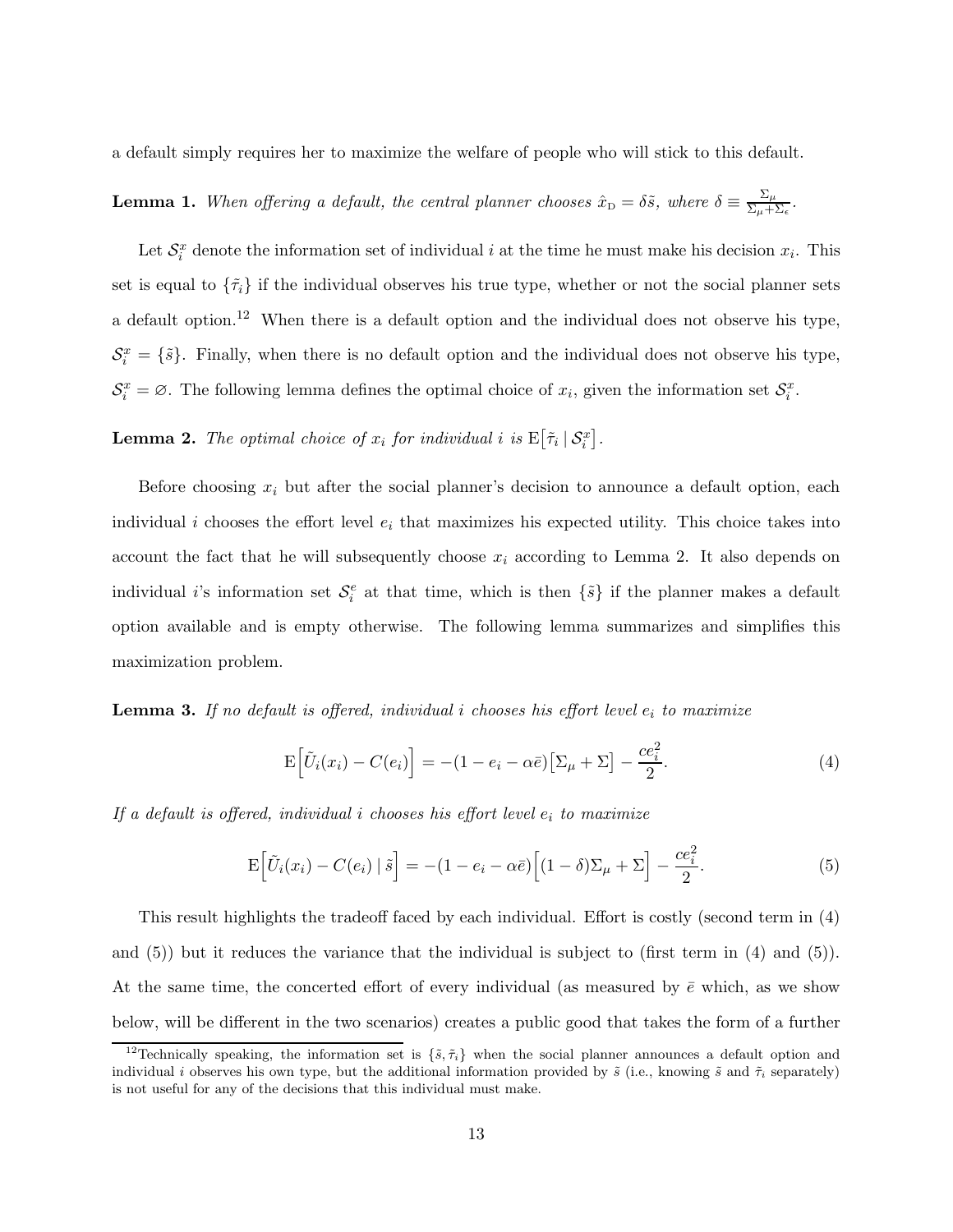a default simply requires her to maximize the welfare of people who will stick to this default.

**Lemma 1.** *When offering a default, the central planner chooses $\hat{x}_{\mathrm{D}} = \delta \tilde{s}$, where $\delta \equiv \frac{\Sigma_\mu}{\Sigma_\mu + \Sigma_\epsilon}$.*

Let $\mathcal{S}_i^x$ denote the information set of individual $i$ at the time he must make his decision $x_i$. This set is equal to $\{\tilde{\tau}_i\}$ if the individual observes his true type, whether or not the social planner sets a default option.[12] When there is a default option and the individual does not observe his type, $\mathcal{S}_i^x = \{\tilde{s}\}$. Finally, when there is no default option and the individual does not observe his type, $\mathcal{S}_i^x = \varnothing$. The following lemma defines the optimal choice of $x_i$, given the information set $\mathcal{S}_i^x$.

**Lemma 2.** *The optimal choice of $x_i$ for individual $i$ is $\mathrm{E}\big[\tilde{\tau}_i \mid \mathcal{S}_i^x\big]$.*

Before choosing $x_i$ but after the social planner's decision to announce a default option, each individual $i$ chooses the effort level $e_i$ that maximizes his expected utility. This choice takes into account the fact that he will subsequently choose $x_i$ according to Lemma 2. It also depends on individual $i$'s information set $\mathcal{S}_i^e$ at that time, which is then $\{\tilde{s}\}$ if the planner makes a default option available and is empty otherwise. The following lemma summarizes and simplifies this maximization problem.

**Lemma 3.** *If no default is offered, individual $i$ chooses his effort level $e_i$ to maximize*

$$\mathrm{E}\Big[\tilde{U}_i(x_i) - C(e_i)\Big] = -(1 - e_i - \alpha \bar{e})\big[\Sigma_\mu + \Sigma\big] - \frac{ce_i^2}{2}. \tag{4}$$

*If a default is offered, individual $i$ chooses his effort level $e_i$ to maximize*

$$\mathrm{E}\Big[\tilde{U}_i(x_i) - C(e_i) \mid \tilde{s}\Big] = -(1 - e_i - \alpha \bar{e})\Big[(1-\delta)\Sigma_\mu + \Sigma\Big] - \frac{ce_i^2}{2}. \tag{5}$$

This result highlights the tradeoff faced by each individual. Effort is costly (second term in (4) and (5)) but it reduces the variance that the individual is subject to (first term in (4) and (5)). At the same time, the concerted effort of every individual (as measured by $\bar{e}$ which, as we show below, will be different in the two scenarios) creates a public good that takes the form of a further

[12] Technically speaking, the information set is $\{\tilde{s}, \tilde{\tau}_i\}$ when the social planner announces a default option and individual $i$ observes his own type, but the additional information provided by $\tilde{s}$ (i.e., knowing $\tilde{s}$ and $\tilde{\tau}_i$ separately) is not useful for any of the decisions that this individual must make.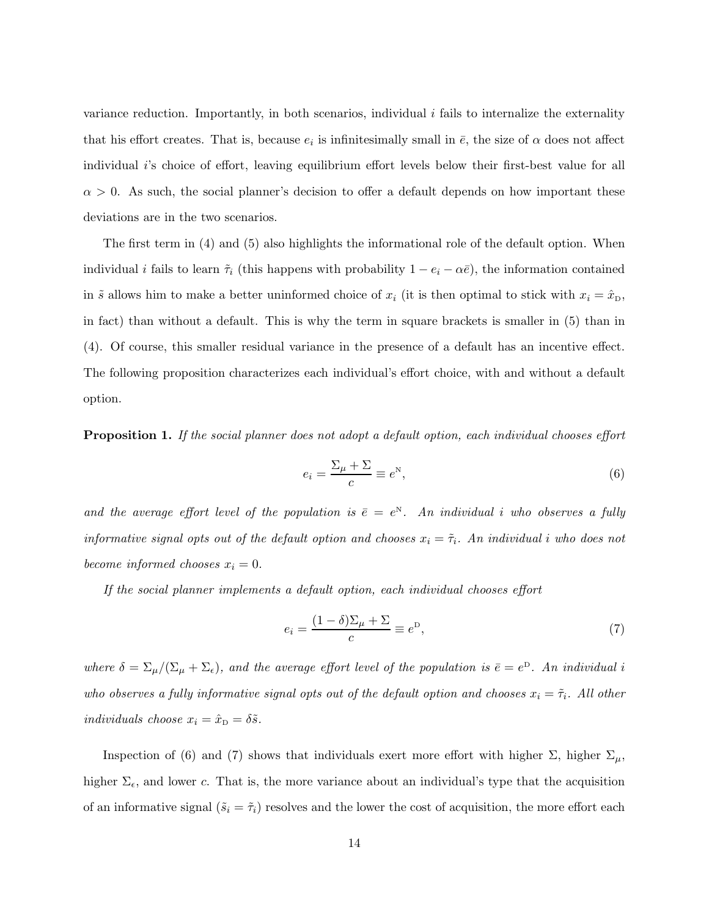variance reduction. Importantly, in both scenarios, individual $i$ fails to internalize the externality that his effort creates. That is, because $e_i$ is infinitesimally small in $\bar{e}$, the size of $\alpha$ does not affect individual $i$'s choice of effort, leaving equilibrium effort levels below their first-best value for all $\alpha > 0$. As such, the social planner's decision to offer a default depends on how important these deviations are in the two scenarios.

The first term in (4) and (5) also highlights the informational role of the default option. When individual $i$ fails to learn $\tilde{\tau}_i$ (this happens with probability $1 - e_i - \alpha\bar{e}$), the information contained in $\tilde{s}$ allows him to make a better uninformed choice of $x_i$ (it is then optimal to stick with $x_i = \hat{x}_{\mathrm{D}}$, in fact) than without a default. This is why the term in square brackets is smaller in (5) than in (4). Of course, this smaller residual variance in the presence of a default has an incentive effect. The following proposition characterizes each individual's effort choice, with and without a default option.

**Proposition 1.** *If the social planner does not adopt a default option, each individual chooses effort*

$$e_i = \frac{\Sigma_\mu + \Sigma}{c} \equiv e^{\mathrm{N}}, \tag{6}$$

*and the average effort level of the population is $\bar{e} = e^{\mathrm{N}}$. An individual $i$ who observes a fully informative signal opts out of the default option and chooses $x_i = \tilde{\tau}_i$. An individual $i$ who does not become informed chooses $x_i = 0$.*

*If the social planner implements a default option, each individual chooses effort*

$$e_i = \frac{(1-\delta)\Sigma_\mu + \Sigma}{c} \equiv e^{\mathrm{D}}, \tag{7}$$

*where $\delta = \Sigma_\mu/(\Sigma_\mu + \Sigma_\epsilon)$, and the average effort level of the population is $\bar{e} = e^{\mathrm{D}}$. An individual $i$ who observes a fully informative signal opts out of the default option and chooses $x_i = \tilde{\tau}_i$. All other individuals choose $x_i = \hat{x}_{\mathrm{D}} = \delta\tilde{s}$.*

Inspection of (6) and (7) shows that individuals exert more effort with higher $\Sigma$, higher $\Sigma_\mu$, higher $\Sigma_\epsilon$, and lower $c$. That is, the more variance about an individual's type that the acquisition of an informative signal ($\tilde{s}_i = \tilde{\tau}_i$) resolves and the lower the cost of acquisition, the more effort each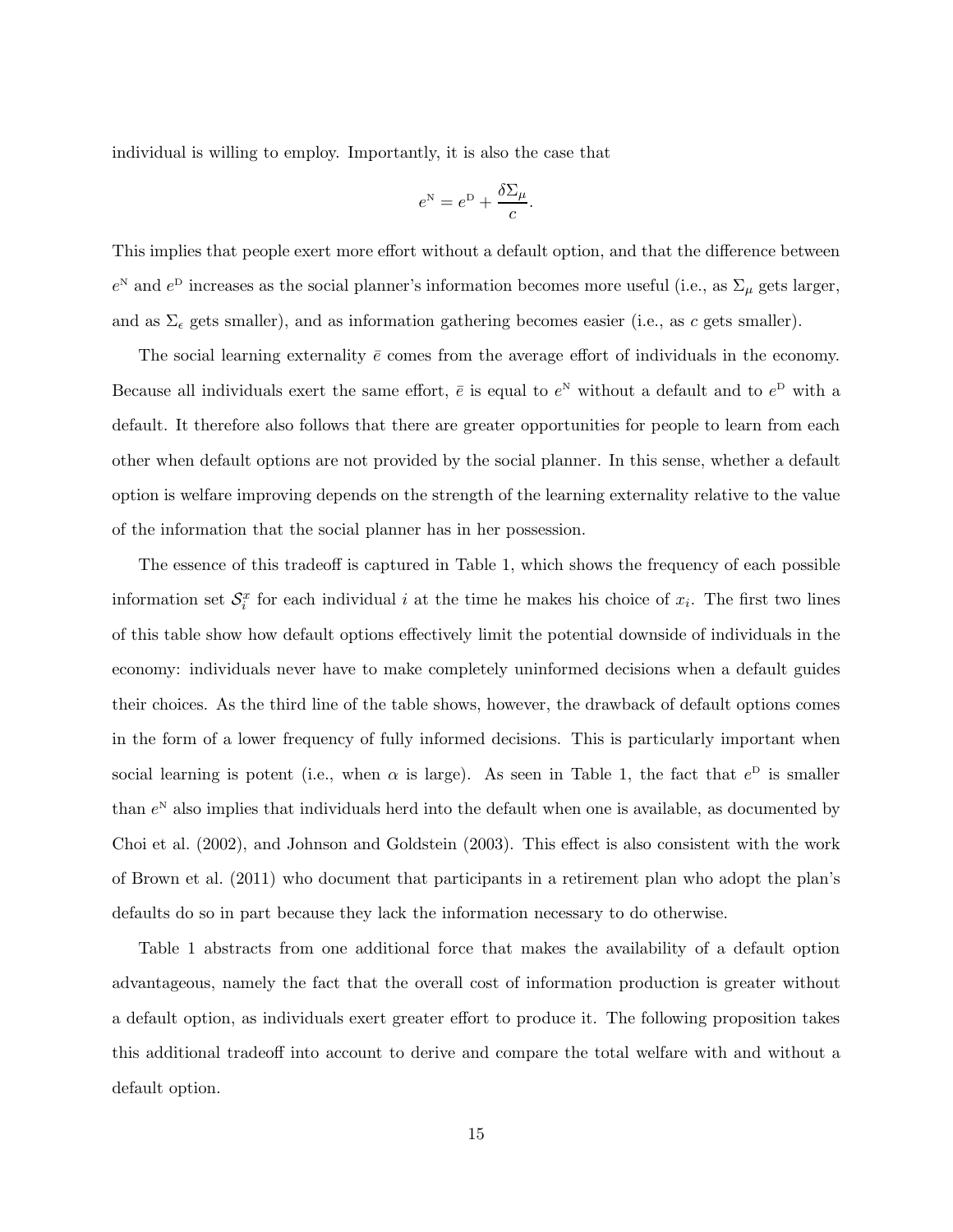individual is willing to employ. Importantly, it is also the case that

$$e^{\text{N}} = e^{\text{D}} + \frac{\delta \Sigma_\mu}{c}.$$

This implies that people exert more effort without a default option, and that the difference between $e^{\text{N}}$ and $e^{\text{D}}$ increases as the social planner's information becomes more useful (i.e., as $\Sigma_\mu$ gets larger, and as $\Sigma_\epsilon$ gets smaller), and as information gathering becomes easier (i.e., as $c$ gets smaller).

The social learning externality $\bar{e}$ comes from the average effort of individuals in the economy. Because all individuals exert the same effort, $\bar{e}$ is equal to $e^{\text{N}}$ without a default and to $e^{\text{D}}$ with a default. It therefore also follows that there are greater opportunities for people to learn from each other when default options are not provided by the social planner. In this sense, whether a default option is welfare improving depends on the strength of the learning externality relative to the value of the information that the social planner has in her possession.

The essence of this tradeoff is captured in Table 1, which shows the frequency of each possible information set $\mathcal{S}_i^x$ for each individual $i$ at the time he makes his choice of $x_i$. The first two lines of this table show how default options effectively limit the potential downside of individuals in the economy: individuals never have to make completely uninformed decisions when a default guides their choices. As the third line of the table shows, however, the drawback of default options comes in the form of a lower frequency of fully informed decisions. This is particularly important when social learning is potent (i.e., when $\alpha$ is large). As seen in Table 1, the fact that $e^{\text{D}}$ is smaller than $e^{\text{N}}$ also implies that individuals herd into the default when one is available, as documented by Choi et al. (2002), and Johnson and Goldstein (2003). This effect is also consistent with the work of Brown et al. (2011) who document that participants in a retirement plan who adopt the plan's defaults do so in part because they lack the information necessary to do otherwise.

Table 1 abstracts from one additional force that makes the availability of a default option advantageous, namely the fact that the overall cost of information production is greater without a default option, as individuals exert greater effort to produce it. The following proposition takes this additional tradeoff into account to derive and compare the total welfare with and without a default option.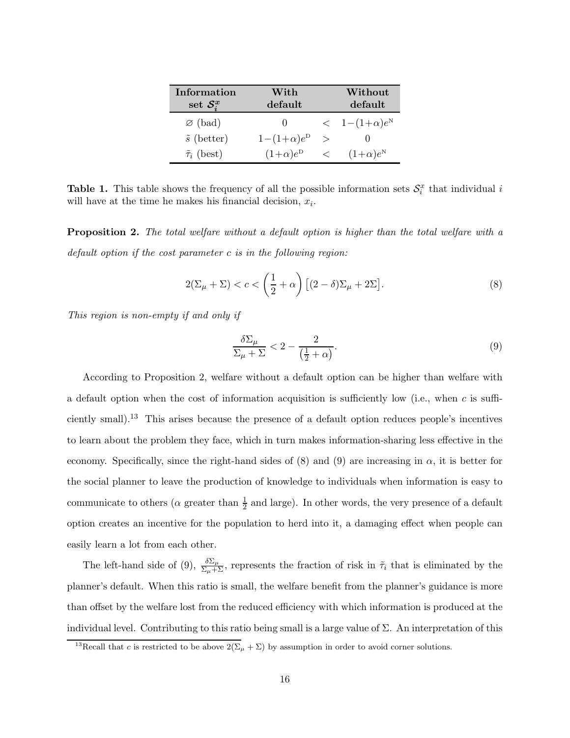| Information set $\mathcal{S}_i^x$ | With default | | Without default |
|---|---|---|---|
| $\varnothing$ (bad) | $0$ | $<$ | $1-(1+\alpha)e^{\mathrm{N}}$ |
| $\tilde{s}$ (better) | $1-(1+\alpha)e^{\mathrm{D}}$ | $>$ | $0$ |
| $\tilde{\tau}_i$ (best) | $(1+\alpha)e^{\mathrm{D}}$ | $<$ | $(1+\alpha)e^{\mathrm{N}}$ |

**Table 1.** This table shows the frequency of all the possible information sets $\mathcal{S}_i^x$ that individual $i$ will have at the time he makes his financial decision, $x_i$.

**Proposition 2.** *The total welfare without a default option is higher than the total welfare with a default option if the cost parameter $c$ is in the following region:*

$$2(\Sigma_\mu + \Sigma) < c < \left(\frac{1}{2} + \alpha\right)\big[(2-\delta)\Sigma_\mu + 2\Sigma\big]. \tag{8}$$

*This region is non-empty if and only if*

$$\frac{\delta\Sigma_\mu}{\Sigma_\mu + \Sigma} < 2 - \frac{2}{\left(\frac{1}{2} + \alpha\right)}. \tag{9}$$

According to Proposition 2, welfare without a default option can be higher than welfare with a default option when the cost of information acquisition is sufficiently low (i.e., when $c$ is sufficiently small).[13] This arises because the presence of a default option reduces people's incentives to learn about the problem they face, which in turn makes information-sharing less effective in the economy. Specifically, since the right-hand sides of (8) and (9) are increasing in $\alpha$, it is better for the social planner to leave the production of knowledge to individuals when information is easy to communicate to others ($\alpha$ greater than $\frac{1}{2}$ and large). In other words, the very presence of a default option creates an incentive for the population to herd into it, a damaging effect when people can easily learn a lot from each other.

The left-hand side of (9), $\frac{\delta\Sigma_\mu}{\Sigma_\mu+\Sigma}$, represents the fraction of risk in $\tilde{\tau}_i$ that is eliminated by the planner's default. When this ratio is small, the welfare benefit from the planner's guidance is more than offset by the welfare lost from the reduced efficiency with which information is produced at the individual level. Contributing to this ratio being small is a large value of $\Sigma$. An interpretation of this

[13] Recall that $c$ is restricted to be above $2(\Sigma_\mu + \Sigma)$ by assumption in order to avoid corner solutions.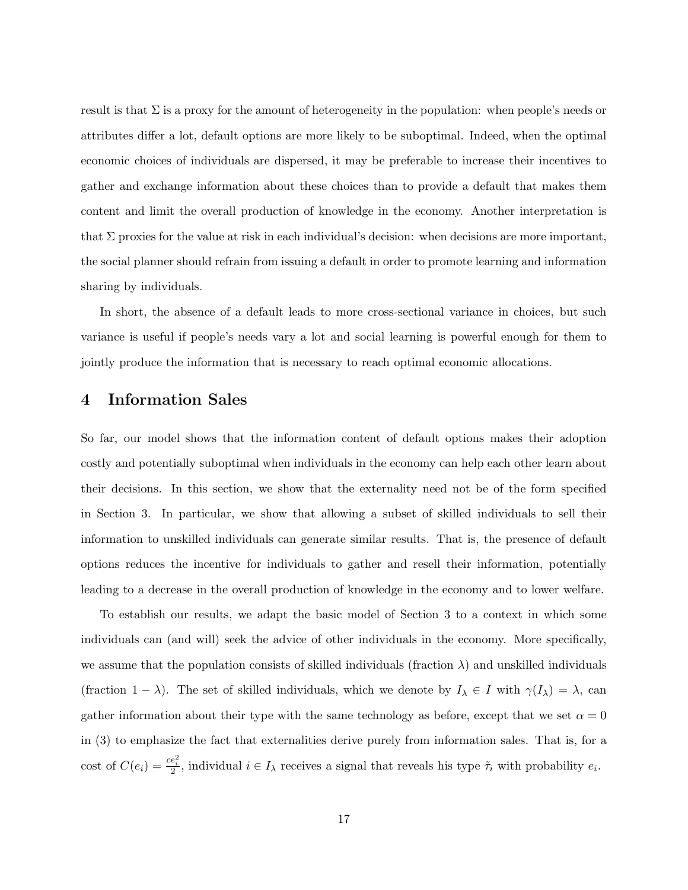result is that $\Sigma$ is a proxy for the amount of heterogeneity in the population: when people's needs or attributes differ a lot, default options are more likely to be suboptimal. Indeed, when the optimal economic choices of individuals are dispersed, it may be preferable to increase their incentives to gather and exchange information about these choices than to provide a default that makes them content and limit the overall production of knowledge in the economy. Another interpretation is that $\Sigma$ proxies for the value at risk in each individual's decision: when decisions are more important, the social planner should refrain from issuing a default in order to promote learning and information sharing by individuals.

In short, the absence of a default leads to more cross-sectional variance in choices, but such variance is useful if people's needs vary a lot and social learning is powerful enough for them to jointly produce the information that is necessary to reach optimal economic allocations.

# 4 Information Sales

So far, our model shows that the information content of default options makes their adoption costly and potentially suboptimal when individuals in the economy can help each other learn about their decisions. In this section, we show that the externality need not be of the form specified in Section 3. In particular, we show that allowing a subset of skilled individuals to sell their information to unskilled individuals can generate similar results. That is, the presence of default options reduces the incentive for individuals to gather and resell their information, potentially leading to a decrease in the overall production of knowledge in the economy and to lower welfare.

To establish our results, we adapt the basic model of Section 3 to a context in which some individuals can (and will) seek the advice of other individuals in the economy. More specifically, we assume that the population consists of skilled individuals (fraction $\lambda$) and unskilled individuals (fraction $1-\lambda$). The set of skilled individuals, which we denote by $I_\lambda \in I$ with $\gamma(I_\lambda) = \lambda$, can gather information about their type with the same technology as before, except that we set $\alpha = 0$ in (3) to emphasize the fact that externalities derive purely from information sales. That is, for a cost of $C(e_i) = \frac{ce_i^2}{2}$, individual $i \in I_\lambda$ receives a signal that reveals his type $\tilde{\tau}_i$ with probability $e_i$.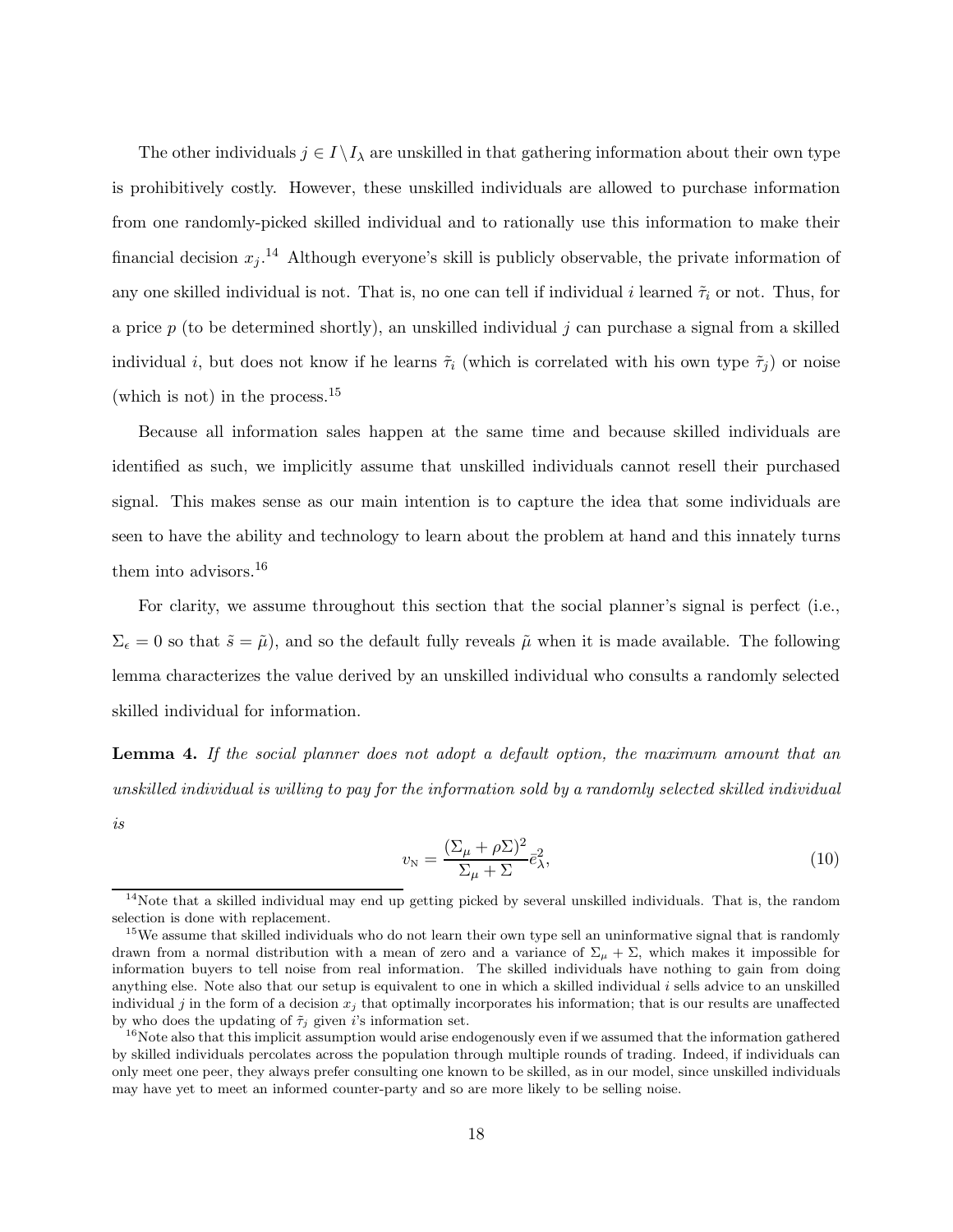The other individuals $j \in I \setminus I_\lambda$ are unskilled in that gathering information about their own type is prohibitively costly. However, these unskilled individuals are allowed to purchase information from one randomly-picked skilled individual and to rationally use this information to make their financial decision $x_j$.[14] Although everyone's skill is publicly observable, the private information of any one skilled individual is not. That is, no one can tell if individual $i$ learned $\tilde{\tau}_i$ or not. Thus, for a price $p$ (to be determined shortly), an unskilled individual $j$ can purchase a signal from a skilled individual $i$, but does not know if he learns $\tilde{\tau}_i$ (which is correlated with his own type $\tilde{\tau}_j$) or noise (which is not) in the process.[15]

Because all information sales happen at the same time and because skilled individuals are identified as such, we implicitly assume that unskilled individuals cannot resell their purchased signal. This makes sense as our main intention is to capture the idea that some individuals are seen to have the ability and technology to learn about the problem at hand and this innately turns them into advisors.[16]

For clarity, we assume throughout this section that the social planner's signal is perfect (i.e., $\Sigma_\epsilon = 0$ so that $\tilde{s} = \tilde{\mu}$), and so the default fully reveals $\tilde{\mu}$ when it is made available. The following lemma characterizes the value derived by an unskilled individual who consults a randomly selected skilled individual for information.

**Lemma 4.** *If the social planner does not adopt a default option, the maximum amount that an unskilled individual is willing to pay for the information sold by a randomly selected skilled individual is*

$$v_{\text{N}} = \frac{(\Sigma_\mu + \rho\Sigma)^2}{\Sigma_\mu + \Sigma}\bar{e}_\lambda^2, \tag{10}$$

[14] Note that a skilled individual may end up getting picked by several unskilled individuals. That is, the random selection is done with replacement.

[15] We assume that skilled individuals who do not learn their own type sell an uninformative signal that is randomly drawn from a normal distribution with a mean of zero and a variance of $\Sigma_\mu + \Sigma$, which makes it impossible for information buyers to tell noise from real information. The skilled individuals have nothing to gain from doing anything else. Note also that our setup is equivalent to one in which a skilled individual $i$ sells advice to an unskilled individual $j$ in the form of a decision $x_j$ that optimally incorporates his information; that is our results are unaffected by who does the updating of $\tilde{\tau}_j$ given $i$'s information set.

[16] Note also that this implicit assumption would arise endogenously even if we assumed that the information gathered by skilled individuals percolates across the population through multiple rounds of trading. Indeed, if individuals can only meet one peer, they always prefer consulting one known to be skilled, as in our model, since unskilled individuals may have yet to meet an informed counter-party and so are more likely to be selling noise.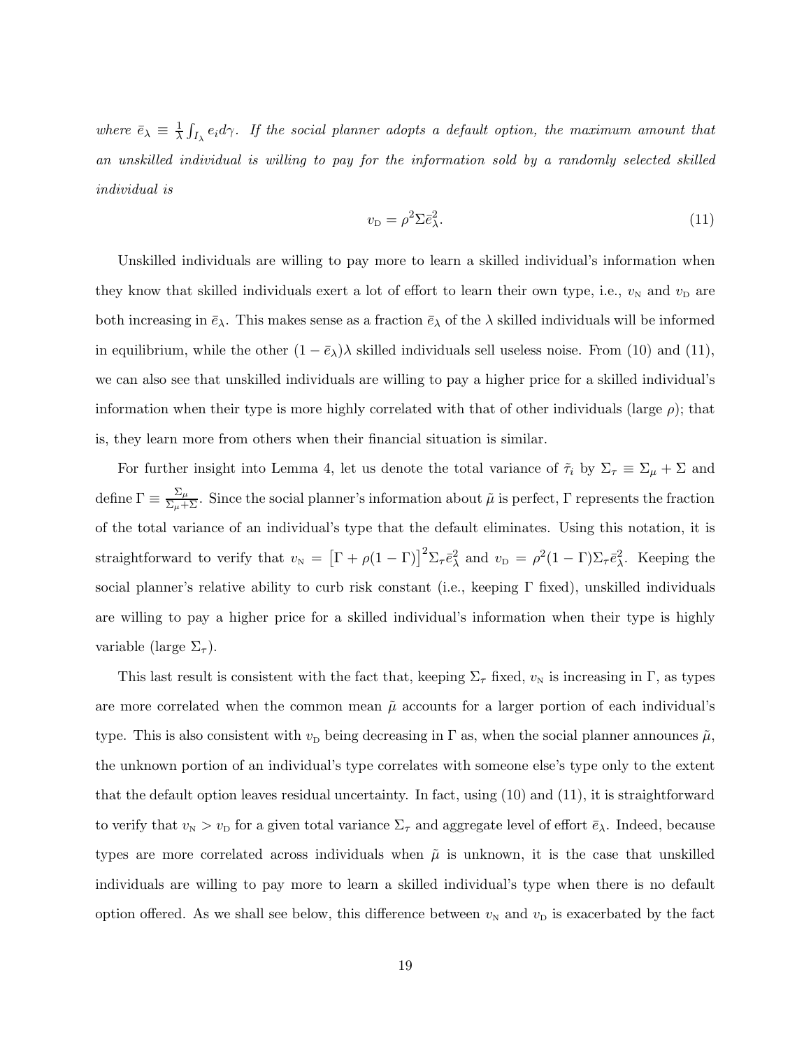*where $\bar{e}_\lambda \equiv \frac{1}{\lambda}\int_{I_\lambda} e_i d\gamma$. If the social planner adopts a default option, the maximum amount that an unskilled individual is willing to pay for the information sold by a randomly selected skilled individual is*

$$v_{\rm D} = \rho^2 \Sigma \bar{e}_\lambda^2. \tag{11}$$

Unskilled individuals are willing to pay more to learn a skilled individual's information when they know that skilled individuals exert a lot of effort to learn their own type, i.e., $v_{\rm N}$ and $v_{\rm D}$ are both increasing in $\bar{e}_\lambda$. This makes sense as a fraction $\bar{e}_\lambda$ of the $\lambda$ skilled individuals will be informed in equilibrium, while the other $(1-\bar{e}_\lambda)\lambda$ skilled individuals sell useless noise. From (10) and (11), we can also see that unskilled individuals are willing to pay a higher price for a skilled individual's information when their type is more highly correlated with that of other individuals (large $\rho$); that is, they learn more from others when their financial situation is similar.

For further insight into Lemma 4, let us denote the total variance of $\tilde{\tau}_i$ by $\Sigma_\tau \equiv \Sigma_\mu + \Sigma$ and define $\Gamma \equiv \frac{\Sigma_\mu}{\Sigma_\mu + \Sigma}$. Since the social planner's information about $\tilde{\mu}$ is perfect, $\Gamma$ represents the fraction of the total variance of an individual's type that the default eliminates. Using this notation, it is straightforward to verify that $v_{\rm N} = \left[\Gamma + \rho(1-\Gamma)\right]^2 \Sigma_\tau \bar{e}_\lambda^2$ and $v_{\rm D} = \rho^2(1-\Gamma)\Sigma_\tau \bar{e}_\lambda^2$. Keeping the social planner's relative ability to curb risk constant (i.e., keeping $\Gamma$ fixed), unskilled individuals are willing to pay a higher price for a skilled individual's information when their type is highly variable (large $\Sigma_\tau$).

This last result is consistent with the fact that, keeping $\Sigma_\tau$ fixed, $v_{\rm N}$ is increasing in $\Gamma$, as types are more correlated when the common mean $\tilde{\mu}$ accounts for a larger portion of each individual's type. This is also consistent with $v_{\rm D}$ being decreasing in $\Gamma$ as, when the social planner announces $\tilde{\mu}$, the unknown portion of an individual's type correlates with someone else's type only to the extent that the default option leaves residual uncertainty. In fact, using (10) and (11), it is straightforward to verify that $v_{\rm N} > v_{\rm D}$ for a given total variance $\Sigma_\tau$ and aggregate level of effort $\bar{e}_\lambda$. Indeed, because types are more correlated across individuals when $\tilde{\mu}$ is unknown, it is the case that unskilled individuals are willing to pay more to learn a skilled individual's type when there is no default option offered. As we shall see below, this difference between $v_{\rm N}$ and $v_{\rm D}$ is exacerbated by the fact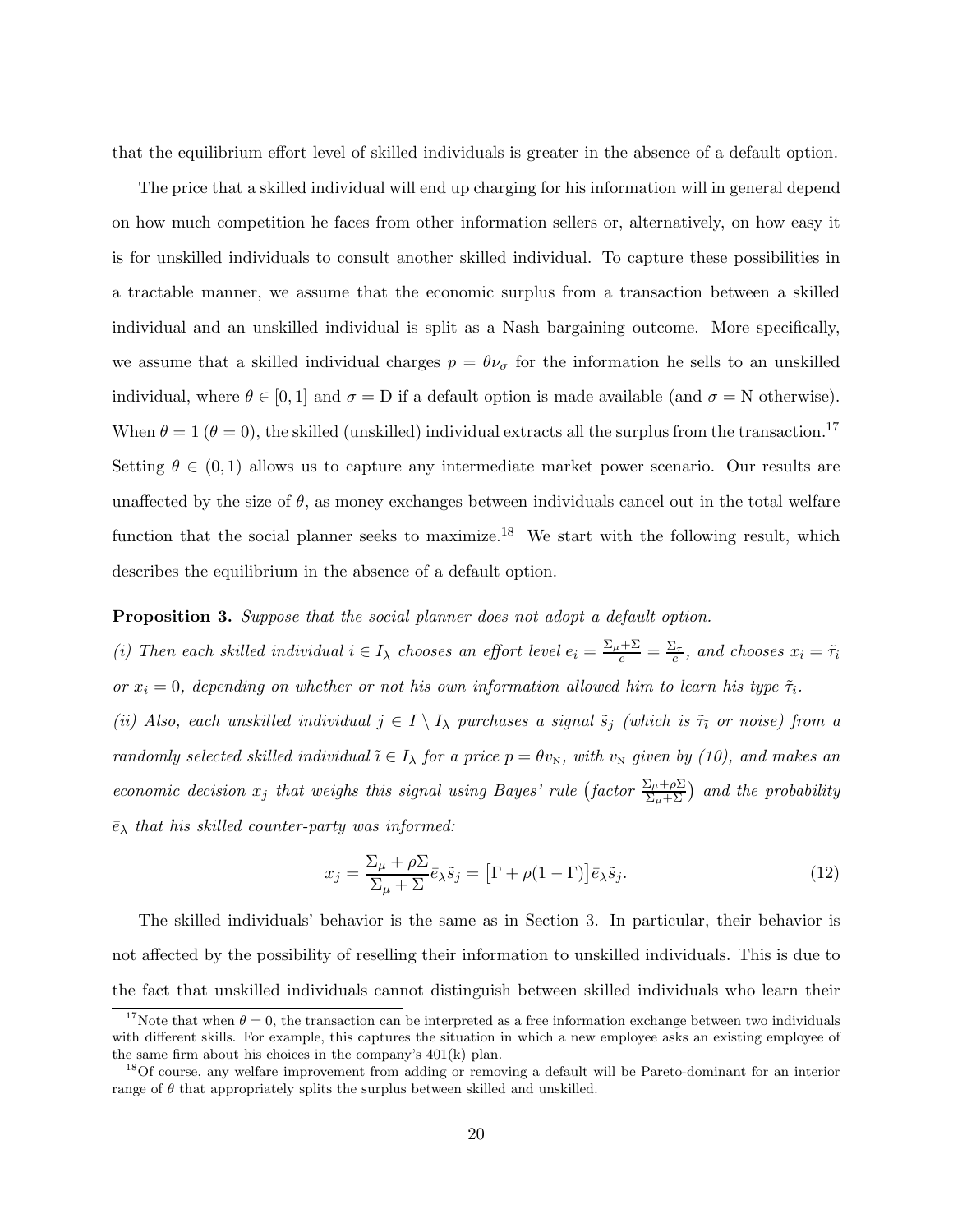that the equilibrium effort level of skilled individuals is greater in the absence of a default option.

The price that a skilled individual will end up charging for his information will in general depend on how much competition he faces from other information sellers or, alternatively, on how easy it is for unskilled individuals to consult another skilled individual. To capture these possibilities in a tractable manner, we assume that the economic surplus from a transaction between a skilled individual and an unskilled individual is split as a Nash bargaining outcome. More specifically, we assume that a skilled individual charges $p = \theta \nu_\sigma$ for the information he sells to an unskilled individual, where $\theta \in [0, 1]$ and $\sigma = \mathrm{D}$ if a default option is made available (and $\sigma = \mathrm{N}$ otherwise). When $\theta = 1$ ($\theta = 0$), the skilled (unskilled) individual extracts all the surplus from the transaction.[17] Setting $\theta \in (0, 1)$ allows us to capture any intermediate market power scenario. Our results are unaffected by the size of $\theta$, as money exchanges between individuals cancel out in the total welfare function that the social planner seeks to maximize.[18] We start with the following result, which describes the equilibrium in the absence of a default option.

**Proposition 3.** *Suppose that the social planner does not adopt a default option.*

*(i) Then each skilled individual $i \in I_\lambda$ chooses an effort level $e_i = \frac{\Sigma_\mu + \Sigma}{c} = \frac{\Sigma_\tau}{c}$, and chooses $x_i = \tilde{\tau}_i$ or $x_i = 0$, depending on whether or not his own information allowed him to learn his type $\tilde{\tau}_i$.*

*(ii) Also, each unskilled individual $j \in I \setminus I_\lambda$ purchases a signal $\tilde{s}_j$ (which is $\tilde{\tau}_{\tilde{\imath}}$ or noise) from a randomly selected skilled individual $\tilde{\imath} \in I_\lambda$ for a price $p = \theta v_{\mathrm{N}}$, with $v_{\mathrm{N}}$ given by (10), and makes an economic decision $x_j$ that weighs this signal using Bayes' rule (factor $\frac{\Sigma_\mu + \rho\Sigma}{\Sigma_\mu + \Sigma}$) and the probability $\bar{e}_\lambda$ that his skilled counter-party was informed:*

$$x_j = \frac{\Sigma_\mu + \rho\Sigma}{\Sigma_\mu + \Sigma} \bar{e}_\lambda \tilde{s}_j = \big[\Gamma + \rho(1 - \Gamma)\big] \bar{e}_\lambda \tilde{s}_j. \tag{12}$$

The skilled individuals' behavior is the same as in Section 3. In particular, their behavior is not affected by the possibility of reselling their information to unskilled individuals. This is due to the fact that unskilled individuals cannot distinguish between skilled individuals who learn their

[17] Note that when $\theta = 0$, the transaction can be interpreted as a free information exchange between two individuals with different skills. For example, this captures the situation in which a new employee asks an existing employee of the same firm about his choices in the company's 401(k) plan.

[18] Of course, any welfare improvement from adding or removing a default will be Pareto-dominant for an interior range of $\theta$ that appropriately splits the surplus between skilled and unskilled.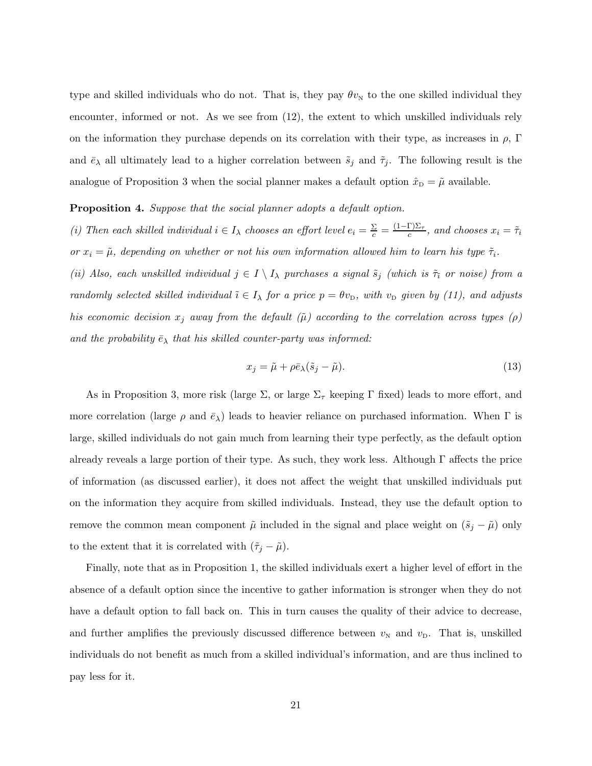type and skilled individuals who do not. That is, they pay $\theta v_{\text{N}}$ to the one skilled individual they encounter, informed or not. As we see from (12), the extent to which unskilled individuals rely on the information they purchase depends on its correlation with their type, as increases in $\rho$, $\Gamma$ and $\bar{e}_\lambda$ all ultimately lead to a higher correlation between $\tilde{s}_j$ and $\tilde{\tau}_j$. The following result is the analogue of Proposition 3 when the social planner makes a default option $\hat{x}_{\text{D}} = \tilde{\mu}$ available.

**Proposition 4.** *Suppose that the social planner adopts a default option.*

*(i) Then each skilled individual $i \in I_\lambda$ chooses an effort level $e_i = \frac{\Sigma}{c} = \frac{(1-\Gamma)\Sigma_\tau}{c}$, and chooses $x_i = \tilde{\tau}_i$ or $x_i = \tilde{\mu}$, depending on whether or not his own information allowed him to learn his type $\tilde{\tau}_i$.*

*(ii) Also, each unskilled individual $j \in I \setminus I_\lambda$ purchases a signal $\tilde{s}_j$ (which is $\tilde{\tau}_{\tilde{\imath}}$ or noise) from a randomly selected skilled individual $\tilde{\imath} \in I_\lambda$ for a price $p = \theta v_{\text{D}}$, with $v_{\text{D}}$ given by (11), and adjusts his economic decision $x_j$ away from the default ($\tilde{\mu}$) according to the correlation across types ($\rho$) and the probability $\bar{e}_\lambda$ that his skilled counter-party was informed:*

$$x_j = \tilde{\mu} + \rho \bar{e}_\lambda (\tilde{s}_j - \tilde{\mu}). \tag{13}$$

As in Proposition 3, more risk (large $\Sigma$, or large $\Sigma_\tau$ keeping $\Gamma$ fixed) leads to more effort, and more correlation (large $\rho$ and $\bar{e}_\lambda$) leads to heavier reliance on purchased information. When $\Gamma$ is large, skilled individuals do not gain much from learning their type perfectly, as the default option already reveals a large portion of their type. As such, they work less. Although $\Gamma$ affects the price of information (as discussed earlier), it does not affect the weight that unskilled individuals put on the information they acquire from skilled individuals. Instead, they use the default option to remove the common mean component $\tilde{\mu}$ included in the signal and place weight on $(\tilde{s}_j - \tilde{\mu})$ only to the extent that it is correlated with $(\tilde{\tau}_j - \tilde{\mu})$.

Finally, note that as in Proposition 1, the skilled individuals exert a higher level of effort in the absence of a default option since the incentive to gather information is stronger when they do not have a default option to fall back on. This in turn causes the quality of their advice to decrease, and further amplifies the previously discussed difference between $v_{\text{N}}$ and $v_{\text{D}}$. That is, unskilled individuals do not benefit as much from a skilled individual's information, and are thus inclined to pay less for it.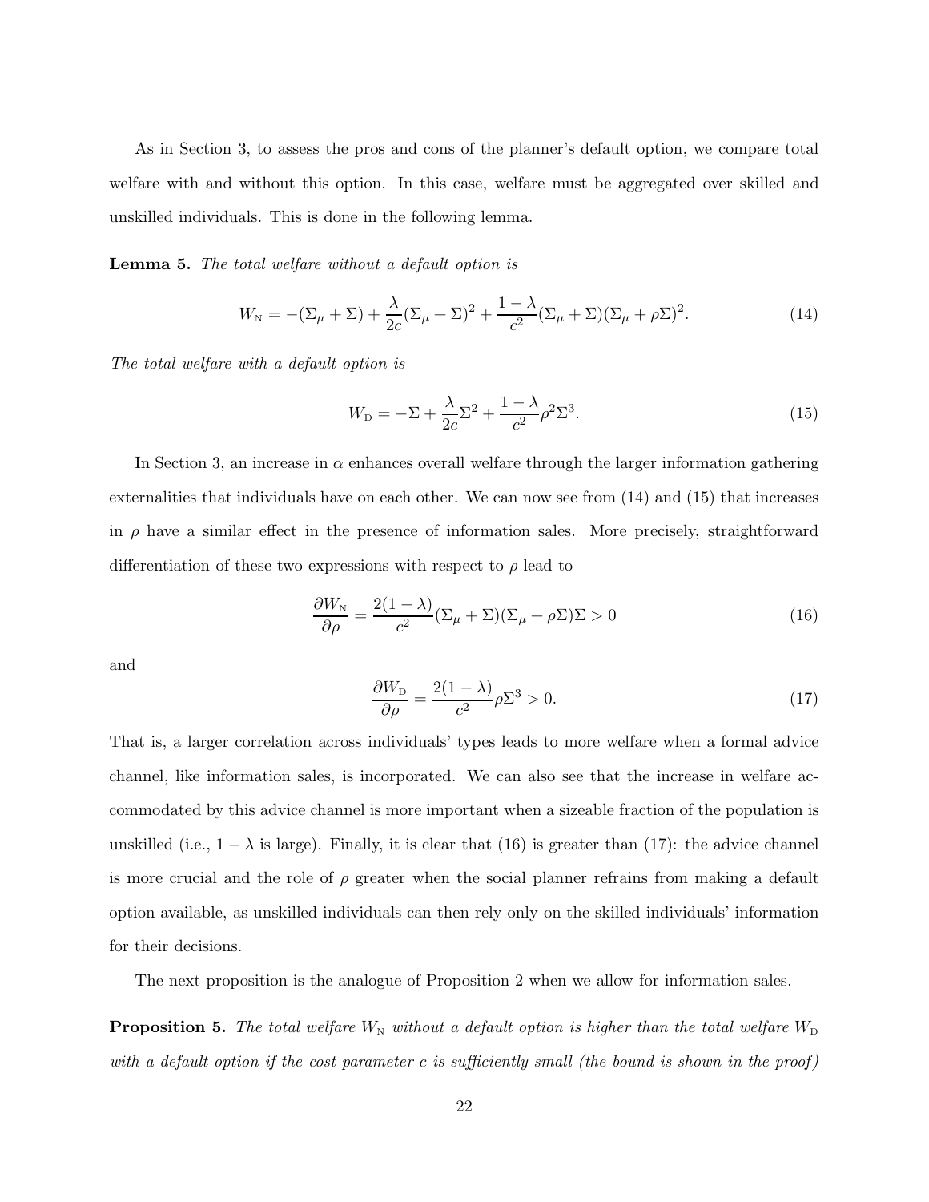As in Section 3, to assess the pros and cons of the planner's default option, we compare total welfare with and without this option. In this case, welfare must be aggregated over skilled and unskilled individuals. This is done in the following lemma.

**Lemma 5.** *The total welfare without a default option is*

$$W_{\text{N}} = -(\Sigma_\mu + \Sigma) + \frac{\lambda}{2c}(\Sigma_\mu + \Sigma)^2 + \frac{1-\lambda}{c^2}(\Sigma_\mu + \Sigma)(\Sigma_\mu + \rho\Sigma)^2. \tag{14}$$

*The total welfare with a default option is*

$$W_{\text{D}} = -\Sigma + \frac{\lambda}{2c}\Sigma^2 + \frac{1-\lambda}{c^2}\rho^2\Sigma^3. \tag{15}$$

In Section 3, an increase in $\alpha$ enhances overall welfare through the larger information gathering externalities that individuals have on each other. We can now see from (14) and (15) that increases in $\rho$ have a similar effect in the presence of information sales. More precisely, straightforward differentiation of these two expressions with respect to $\rho$ lead to

$$\frac{\partial W_{\text{N}}}{\partial \rho} = \frac{2(1-\lambda)}{c^2}(\Sigma_\mu + \Sigma)(\Sigma_\mu + \rho\Sigma)\Sigma > 0 \tag{16}$$

and

$$\frac{\partial W_{\text{D}}}{\partial \rho} = \frac{2(1-\lambda)}{c^2}\rho\Sigma^3 > 0. \tag{17}$$

That is, a larger correlation across individuals' types leads to more welfare when a formal advice channel, like information sales, is incorporated. We can also see that the increase in welfare accommodated by this advice channel is more important when a sizeable fraction of the population is unskilled (i.e., $1-\lambda$ is large). Finally, it is clear that (16) is greater than (17): the advice channel is more crucial and the role of $\rho$ greater when the social planner refrains from making a default option available, as unskilled individuals can then rely only on the skilled individuals' information for their decisions.

The next proposition is the analogue of Proposition 2 when we allow for information sales.

**Proposition 5.** *The total welfare $W_{\text{N}}$ without a default option is higher than the total welfare $W_{\text{D}}$ with a default option if the cost parameter $c$ is sufficiently small (the bound is shown in the proof)*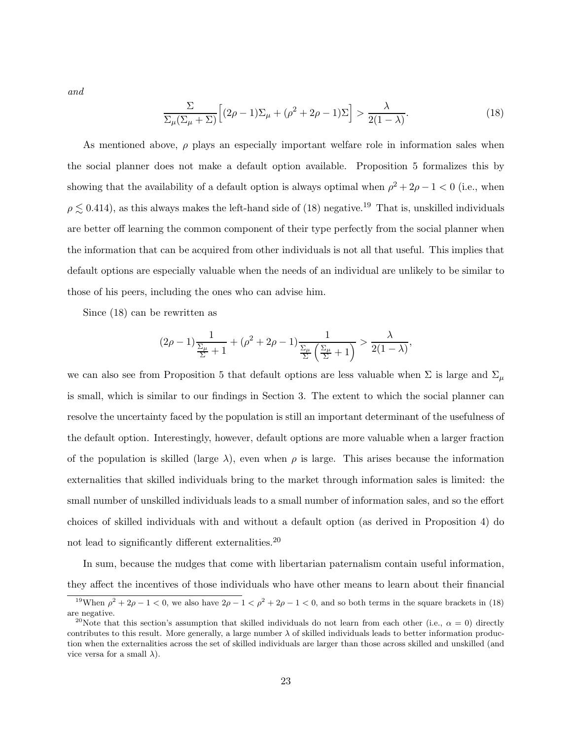*and*

$$\frac{\Sigma}{\Sigma_\mu(\Sigma_\mu + \Sigma)}\Big[(2\rho - 1)\Sigma_\mu + (\rho^2 + 2\rho - 1)\Sigma\Big] > \frac{\lambda}{2(1-\lambda)}. \tag{18}$$

As mentioned above, $\rho$ plays an especially important welfare role in information sales when the social planner does not make a default option available. Proposition 5 formalizes this by showing that the availability of a default option is always optimal when $\rho^2 + 2\rho - 1 < 0$ (i.e., when $\rho \lesssim 0.414$), as this always makes the left-hand side of (18) negative.[19] That is, unskilled individuals are better off learning the common component of their type perfectly from the social planner when the information that can be acquired from other individuals is not all that useful. This implies that default options are especially valuable when the needs of an individual are unlikely to be similar to those of his peers, including the ones who can advise him.

Since (18) can be rewritten as

$$(2\rho - 1)\frac{1}{\frac{\Sigma_\mu}{\Sigma} + 1} + (\rho^2 + 2\rho - 1)\frac{1}{\frac{\Sigma_\mu}{\Sigma}\left(\frac{\Sigma_\mu}{\Sigma} + 1\right)} > \frac{\lambda}{2(1-\lambda)},$$

we can also see from Proposition 5 that default options are less valuable when $\Sigma$ is large and $\Sigma_\mu$ is small, which is similar to our findings in Section 3. The extent to which the social planner can resolve the uncertainty faced by the population is still an important determinant of the usefulness of the default option. Interestingly, however, default options are more valuable when a larger fraction of the population is skilled (large $\lambda$), even when $\rho$ is large. This arises because the information externalities that skilled individuals bring to the market through information sales is limited: the small number of unskilled individuals leads to a small number of information sales, and so the effort choices of skilled individuals with and without a default option (as derived in Proposition 4) do not lead to significantly different externalities.[20]

In sum, because the nudges that come with libertarian paternalism contain useful information, they affect the incentives of those individuals who have other means to learn about their financial

---

[19] When $\rho^2 + 2\rho - 1 < 0$, we also have $2\rho - 1 < \rho^2 + 2\rho - 1 < 0$, and so both terms in the square brackets in (18) are negative.

[20] Note that this section's assumption that skilled individuals do not learn from each other (i.e., $\alpha = 0$) directly contributes to this result. More generally, a large number $\lambda$ of skilled individuals leads to better information production when the externalities across the set of skilled individuals are larger than those across skilled and unskilled (and vice versa for a small $\lambda$).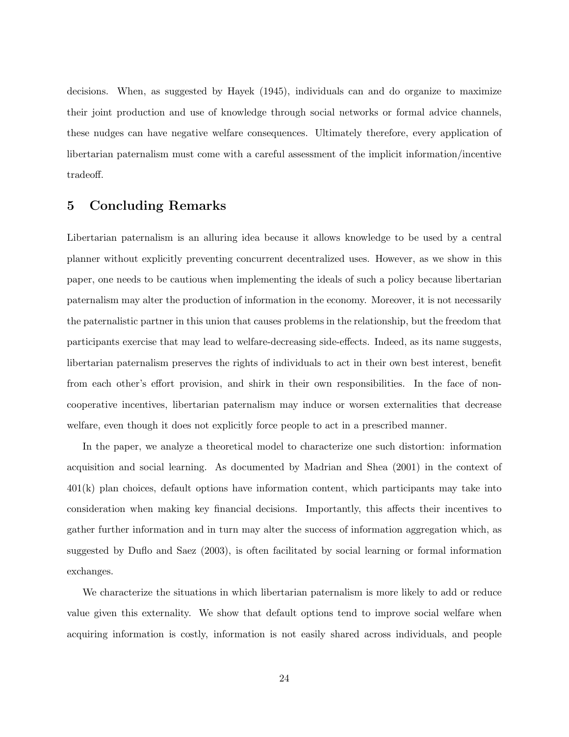decisions. When, as suggested by Hayek (1945), individuals can and do organize to maximize their joint production and use of knowledge through social networks or formal advice channels, these nudges can have negative welfare consequences. Ultimately therefore, every application of libertarian paternalism must come with a careful assessment of the implicit information/incentive tradeoff.

## 5 Concluding Remarks

Libertarian paternalism is an alluring idea because it allows knowledge to be used by a central planner without explicitly preventing concurrent decentralized uses. However, as we show in this paper, one needs to be cautious when implementing the ideals of such a policy because libertarian paternalism may alter the production of information in the economy. Moreover, it is not necessarily the paternalistic partner in this union that causes problems in the relationship, but the freedom that participants exercise that may lead to welfare-decreasing side-effects. Indeed, as its name suggests, libertarian paternalism preserves the rights of individuals to act in their own best interest, benefit from each other's effort provision, and shirk in their own responsibilities. In the face of non-cooperative incentives, libertarian paternalism may induce or worsen externalities that decrease welfare, even though it does not explicitly force people to act in a prescribed manner.

In the paper, we analyze a theoretical model to characterize one such distortion: information acquisition and social learning. As documented by Madrian and Shea (2001) in the context of 401(k) plan choices, default options have information content, which participants may take into consideration when making key financial decisions. Importantly, this affects their incentives to gather further information and in turn may alter the success of information aggregation which, as suggested by Duflo and Saez (2003), is often facilitated by social learning or formal information exchanges.

We characterize the situations in which libertarian paternalism is more likely to add or reduce value given this externality. We show that default options tend to improve social welfare when acquiring information is costly, information is not easily shared across individuals, and people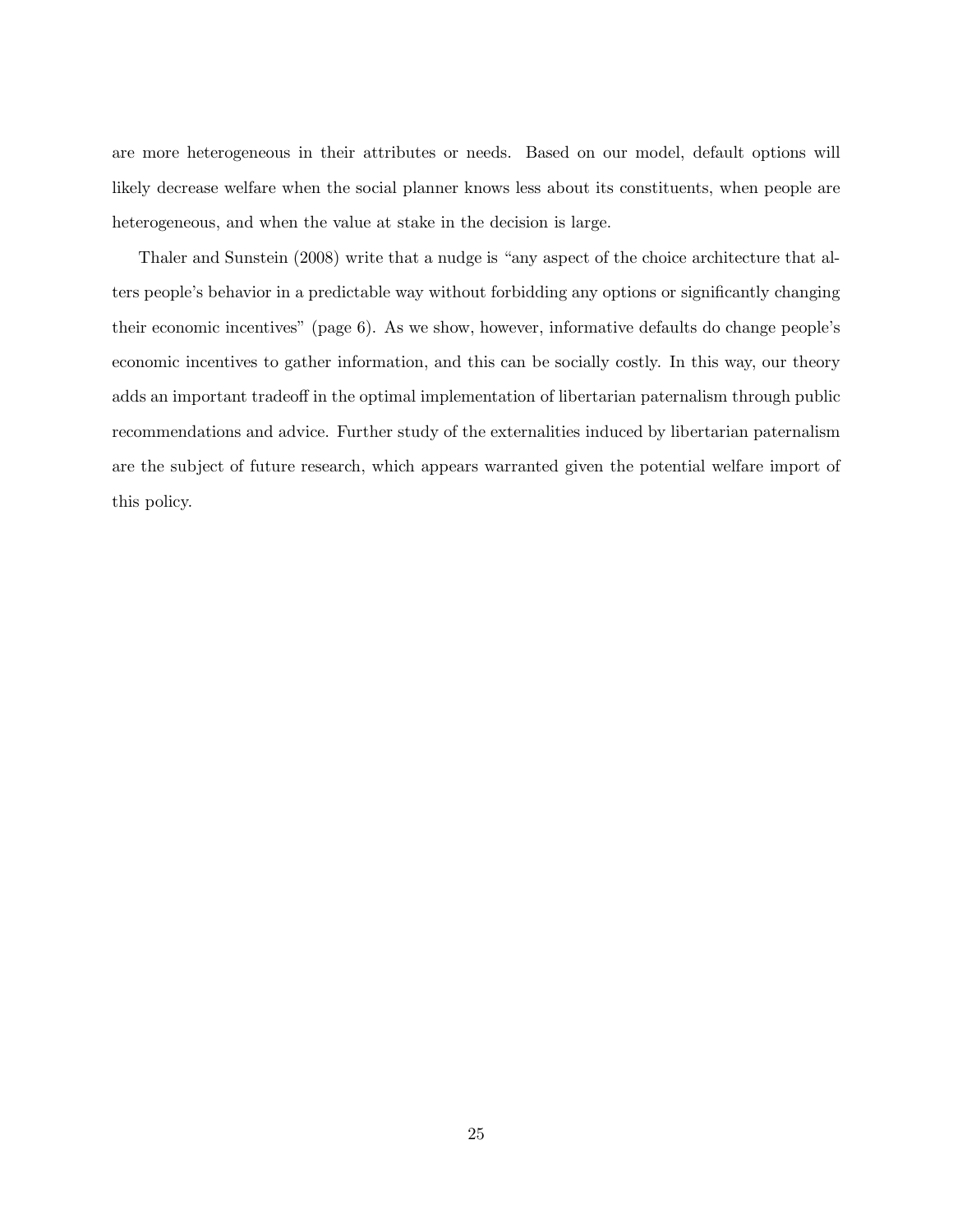are more heterogeneous in their attributes or needs. Based on our model, default options will likely decrease welfare when the social planner knows less about its constituents, when people are heterogeneous, and when the value at stake in the decision is large.

Thaler and Sunstein (2008) write that a nudge is "any aspect of the choice architecture that alters people's behavior in a predictable way without forbidding any options or significantly changing their economic incentives" (page 6). As we show, however, informative defaults do change people's economic incentives to gather information, and this can be socially costly. In this way, our theory adds an important tradeoff in the optimal implementation of libertarian paternalism through public recommendations and advice. Further study of the externalities induced by libertarian paternalism are the subject of future research, which appears warranted given the potential welfare import of this policy.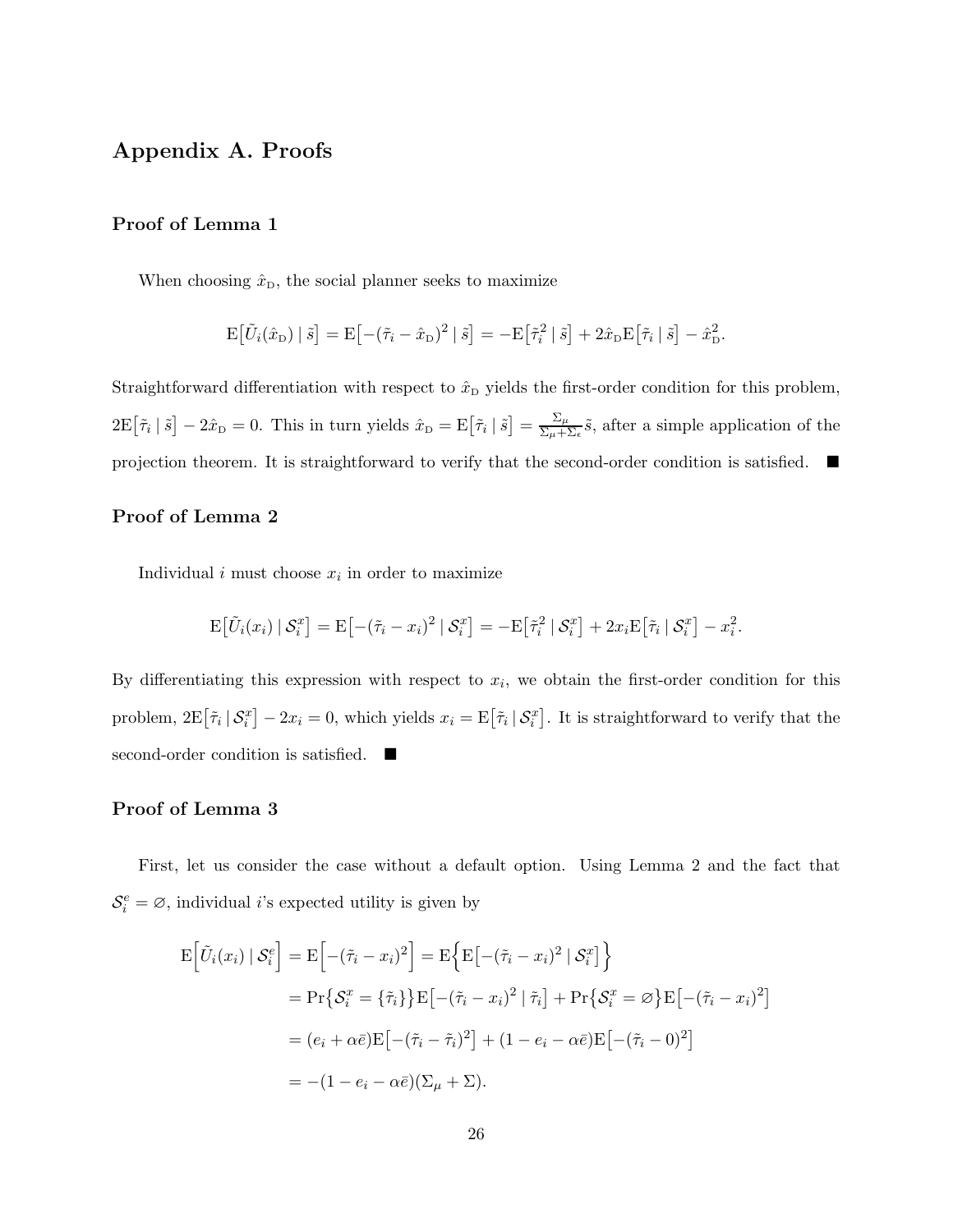## Appendix A. Proofs

### Proof of Lemma 1

When choosing $\hat{x}_{\text{D}}$, the social planner seeks to maximize

$$\mathrm{E}\big[\tilde{U}_i(\hat{x}_{\text{D}}) \mid \tilde{s}\big] = \mathrm{E}\big[-(\tilde{\tau}_i - \hat{x}_{\text{D}})^2 \mid \tilde{s}\big] = -\mathrm{E}\big[\tilde{\tau}_i^2 \mid \tilde{s}\big] + 2\hat{x}_{\text{D}}\mathrm{E}\big[\tilde{\tau}_i \mid \tilde{s}\big] - \hat{x}_{\text{D}}^2.$$

Straightforward differentiation with respect to $\hat{x}_{\text{D}}$ yields the first-order condition for this problem, $2\mathrm{E}\big[\tilde{\tau}_i \mid \tilde{s}\big] - 2\hat{x}_{\text{D}} = 0$. This in turn yields $\hat{x}_{\text{D}} = \mathrm{E}\big[\tilde{\tau}_i \mid \tilde{s}\big] = \frac{\Sigma_\mu}{\Sigma_\mu + \Sigma_\epsilon}\tilde{s}$, after a simple application of the projection theorem. It is straightforward to verify that the second-order condition is satisfied. ■

### Proof of Lemma 2

Individual $i$ must choose $x_i$ in order to maximize

$$\mathrm{E}\big[\tilde{U}_i(x_i) \mid \mathcal{S}_i^x\big] = \mathrm{E}\big[-(\tilde{\tau}_i - x_i)^2 \mid \mathcal{S}_i^x\big] = -\mathrm{E}\big[\tilde{\tau}_i^2 \mid \mathcal{S}_i^x\big] + 2x_i\mathrm{E}\big[\tilde{\tau}_i \mid \mathcal{S}_i^x\big] - x_i^2.$$

By differentiating this expression with respect to $x_i$, we obtain the first-order condition for this problem, $2\mathrm{E}\big[\tilde{\tau}_i \mid \mathcal{S}_i^x\big] - 2x_i = 0$, which yields $x_i = \mathrm{E}\big[\tilde{\tau}_i \mid \mathcal{S}_i^x\big]$. It is straightforward to verify that the second-order condition is satisfied. ■

### Proof of Lemma 3

First, let us consider the case without a default option. Using Lemma 2 and the fact that $\mathcal{S}_i^e = \varnothing$, individual $i$'s expected utility is given by

$$\begin{aligned}
\mathrm{E}\Big[\tilde{U}_i(x_i) \mid \mathcal{S}_i^e\Big] &= \mathrm{E}\Big[-(\tilde{\tau}_i - x_i)^2\Big] = \mathrm{E}\Big\{\mathrm{E}\big[-(\tilde{\tau}_i - x_i)^2 \mid \mathcal{S}_i^x\big]\Big\} \\
&= \Pr\big\{\mathcal{S}_i^x = \{\tilde{\tau}_i\}\big\}\mathrm{E}\big[-(\tilde{\tau}_i - x_i)^2 \mid \tilde{\tau}_i\big] + \Pr\big\{\mathcal{S}_i^x = \varnothing\big\}\mathrm{E}\big[-(\tilde{\tau}_i - x_i)^2\big] \\
&= (e_i + \alpha\bar{e})\mathrm{E}\big[-(\tilde{\tau}_i - \tilde{\tau}_i)^2\big] + (1 - e_i - \alpha\bar{e})\mathrm{E}\big[-(\tilde{\tau}_i - 0)^2\big] \\
&= -(1 - e_i - \alpha\bar{e})(\Sigma_\mu + \Sigma).
\end{aligned}$$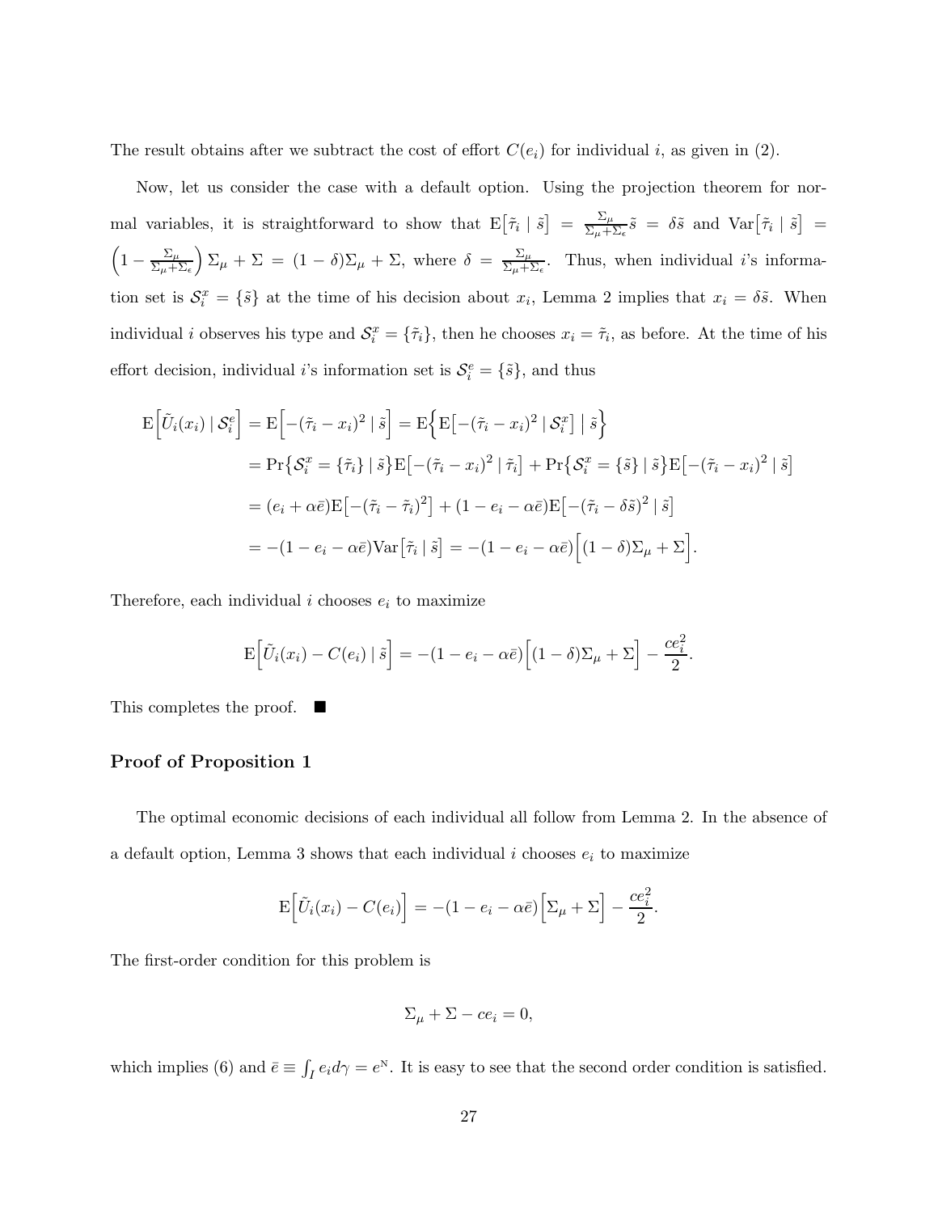The result obtains after we subtract the cost of effort $C(e_i)$ for individual $i$, as given in (2).

Now, let us consider the case with a default option. Using the projection theorem for normal variables, it is straightforward to show that $\mathrm{E}\big[\tilde{\tau}_i \mid \tilde{s}\big] = \frac{\Sigma_\mu}{\Sigma_\mu + \Sigma_\epsilon}\tilde{s} = \delta\tilde{s}$ and $\mathrm{Var}\big[\tilde{\tau}_i \mid \tilde{s}\big] = \left(1 - \frac{\Sigma_\mu}{\Sigma_\mu + \Sigma_\epsilon}\right)\Sigma_\mu + \Sigma = (1-\delta)\Sigma_\mu + \Sigma$, where $\delta = \frac{\Sigma_\mu}{\Sigma_\mu + \Sigma_\epsilon}$. Thus, when individual $i$'s information set is $\mathcal{S}_i^x = \{\tilde{s}\}$ at the time of his decision about $x_i$, Lemma 2 implies that $x_i = \delta\tilde{s}$. When individual $i$ observes his type and $\mathcal{S}_i^x = \{\tilde{\tau}_i\}$, then he chooses $x_i = \tilde{\tau}_i$, as before. At the time of his effort decision, individual $i$'s information set is $\mathcal{S}_i^e = \{\tilde{s}\}$, and thus

$$
\begin{aligned}
\mathrm{E}\Big[\tilde{U}_i(x_i) \mid \mathcal{S}_i^e\Big] &= \mathrm{E}\Big[-(\tilde{\tau}_i - x_i)^2 \mid \tilde{s}\Big] = \mathrm{E}\Big\{\mathrm{E}\big[-(\tilde{\tau}_i - x_i)^2 \mid \mathcal{S}_i^x\big] \;\Big|\; \tilde{s}\Big\} \\
&= \Pr\big\{\mathcal{S}_i^x = \{\tilde{\tau}_i\} \mid \tilde{s}\big\}\mathrm{E}\big[-(\tilde{\tau}_i - x_i)^2 \mid \tilde{\tau}_i\big] + \Pr\big\{\mathcal{S}_i^x = \{\tilde{s}\} \mid \tilde{s}\big\}\mathrm{E}\big[-(\tilde{\tau}_i - x_i)^2 \mid \tilde{s}\big] \\
&= (e_i + \alpha\bar{e})\mathrm{E}\big[-(\tilde{\tau}_i - \tilde{\tau}_i)^2\big] + (1 - e_i - \alpha\bar{e})\mathrm{E}\big[-(\tilde{\tau}_i - \delta\tilde{s})^2 \mid \tilde{s}\big] \\
&= -(1 - e_i - \alpha\bar{e})\mathrm{Var}\big[\tilde{\tau}_i \mid \tilde{s}\big] = -(1 - e_i - \alpha\bar{e})\Big[(1-\delta)\Sigma_\mu + \Sigma\Big].
\end{aligned}
$$

Therefore, each individual $i$ chooses $e_i$ to maximize

$$
\mathrm{E}\Big[\tilde{U}_i(x_i) - C(e_i) \mid \tilde{s}\Big] = -(1 - e_i - \alpha\bar{e})\Big[(1-\delta)\Sigma_\mu + \Sigma\Big] - \frac{ce_i^2}{2}.
$$

This completes the proof. ■

### Proof of Proposition 1

The optimal economic decisions of each individual all follow from Lemma 2. In the absence of a default option, Lemma 3 shows that each individual $i$ chooses $e_i$ to maximize

$$
\mathrm{E}\Big[\tilde{U}_i(x_i) - C(e_i)\Big] = -(1 - e_i - \alpha\bar{e})\Big[\Sigma_\mu + \Sigma\Big] - \frac{ce_i^2}{2}.
$$

The first-order condition for this problem is

$$
\Sigma_\mu + \Sigma - ce_i = 0,
$$

which implies (6) and $\bar{e} \equiv \int_I e_i d\gamma = e^{\mathrm{N}}$. It is easy to see that the second order condition is satisfied.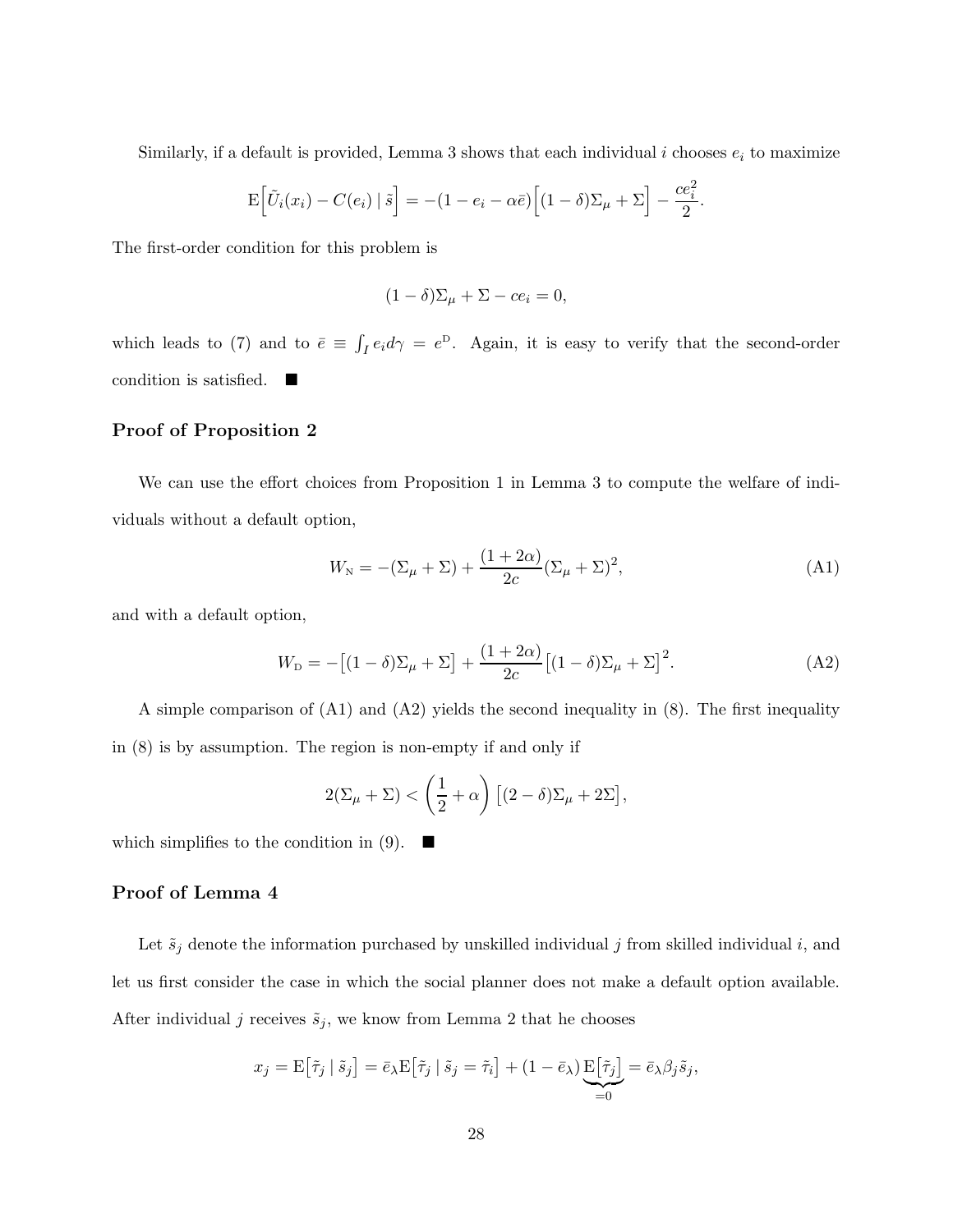Similarly, if a default is provided, Lemma 3 shows that each individual $i$ chooses $e_i$ to maximize

$$\mathrm{E}\Big[\tilde{U}_i(x_i) - C(e_i) \mid \tilde{s}\Big] = -(1 - e_i - \alpha\bar{e})\Big[(1-\delta)\Sigma_\mu + \Sigma\Big] - \frac{ce_i^2}{2}.$$

The first-order condition for this problem is

$$(1-\delta)\Sigma_\mu + \Sigma - ce_i = 0,$$

which leads to (7) and to $\bar{e} \equiv \int_I e_i d\gamma = e^{\text{D}}$. Again, it is easy to verify that the second-order condition is satisfied. ■

### Proof of Proposition 2

We can use the effort choices from Proposition 1 in Lemma 3 to compute the welfare of individuals without a default option,

$$W_{\text{N}} = -(\Sigma_\mu + \Sigma) + \frac{(1+2\alpha)}{2c}(\Sigma_\mu + \Sigma)^2, \tag{A1}$$

and with a default option,

$$W_{\text{D}} = -\big[(1-\delta)\Sigma_\mu + \Sigma\big] + \frac{(1+2\alpha)}{2c}\big[(1-\delta)\Sigma_\mu + \Sigma\big]^2. \tag{A2}$$

A simple comparison of (A1) and (A2) yields the second inequality in (8). The first inequality in (8) is by assumption. The region is non-empty if and only if

$$2(\Sigma_\mu + \Sigma) < \left(\frac{1}{2} + \alpha\right)\big[(2-\delta)\Sigma_\mu + 2\Sigma\big],$$

which simplifies to the condition in (9). ■

### Proof of Lemma 4

Let $\tilde{s}_j$ denote the information purchased by unskilled individual $j$ from skilled individual $i$, and let us first consider the case in which the social planner does not make a default option available. After individual $j$ receives $\tilde{s}_j$, we know from Lemma 2 that he chooses

$$x_j = \mathrm{E}\big[\tilde{\tau}_j \mid \tilde{s}_j\big] = \bar{e}_\lambda \mathrm{E}\big[\tilde{\tau}_j \mid \tilde{s}_j = \tilde{\tau}_i\big] + (1-\bar{e}_\lambda)\underbrace{\mathrm{E}\big[\tilde{\tau}_j\big]}_{=0} = \bar{e}_\lambda \beta_j \tilde{s}_j,$$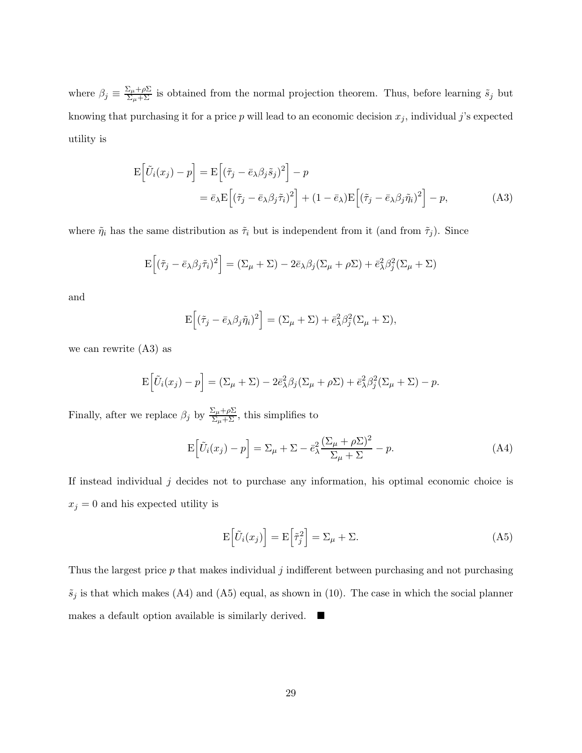where $\beta_j \equiv \frac{\Sigma_\mu + \rho\Sigma}{\Sigma_\mu + \Sigma}$ is obtained from the normal projection theorem. Thus, before learning $\tilde{s}_j$ but knowing that purchasing it for a price $p$ will lead to an economic decision $x_j$, individual $j$'s expected utility is

$$\begin{aligned} \mathrm{E}\Big[\tilde{U}_i(x_j) - p\Big] &= \mathrm{E}\Big[(\tilde{\tau}_j - \bar{e}_\lambda \beta_j \tilde{s}_j)^2\Big] - p \\ &= \bar{e}_\lambda \mathrm{E}\Big[(\tilde{\tau}_j - \bar{e}_\lambda \beta_j \tilde{\tau}_i)^2\Big] + (1 - \bar{e}_\lambda)\mathrm{E}\Big[(\tilde{\tau}_j - \bar{e}_\lambda \beta_j \tilde{\eta}_i)^2\Big] - p, \end{aligned} \tag{A3}$$

where $\tilde{\eta}_i$ has the same distribution as $\tilde{\tau}_i$ but is independent from it (and from $\tilde{\tau}_j$). Since

$$\mathrm{E}\Big[(\tilde{\tau}_j - \bar{e}_\lambda \beta_j \tilde{\tau}_i)^2\Big] = (\Sigma_\mu + \Sigma) - 2\bar{e}_\lambda \beta_j (\Sigma_\mu + \rho\Sigma) + \bar{e}_\lambda^2 \beta_j^2 (\Sigma_\mu + \Sigma)$$

and

$$\mathrm{E}\Big[(\tilde{\tau}_j - \bar{e}_\lambda \beta_j \tilde{\eta}_i)^2\Big] = (\Sigma_\mu + \Sigma) + \bar{e}_\lambda^2 \beta_j^2 (\Sigma_\mu + \Sigma),$$

we can rewrite (A3) as

$$\mathrm{E}\Big[\tilde{U}_i(x_j) - p\Big] = (\Sigma_\mu + \Sigma) - 2\bar{e}_\lambda^2 \beta_j (\Sigma_\mu + \rho\Sigma) + \bar{e}_\lambda^2 \beta_j^2 (\Sigma_\mu + \Sigma) - p.$$

Finally, after we replace $\beta_j$ by $\frac{\Sigma_\mu + \rho\Sigma}{\Sigma_\mu + \Sigma}$, this simplifies to

$$\mathrm{E}\Big[\tilde{U}_i(x_j) - p\Big] = \Sigma_\mu + \Sigma - \bar{e}_\lambda^2 \frac{(\Sigma_\mu + \rho\Sigma)^2}{\Sigma_\mu + \Sigma} - p. \tag{A4}$$

If instead individual $j$ decides not to purchase any information, his optimal economic choice is $x_j = 0$ and his expected utility is

$$\mathrm{E}\Big[\tilde{U}_i(x_j)\Big] = \mathrm{E}\Big[\tilde{\tau}_j^2\Big] = \Sigma_\mu + \Sigma. \tag{A5}$$

Thus the largest price $p$ that makes individual $j$ indifferent between purchasing and not purchasing $\tilde{s}_j$ is that which makes (A4) and (A5) equal, as shown in (10). The case in which the social planner makes a default option available is similarly derived. ■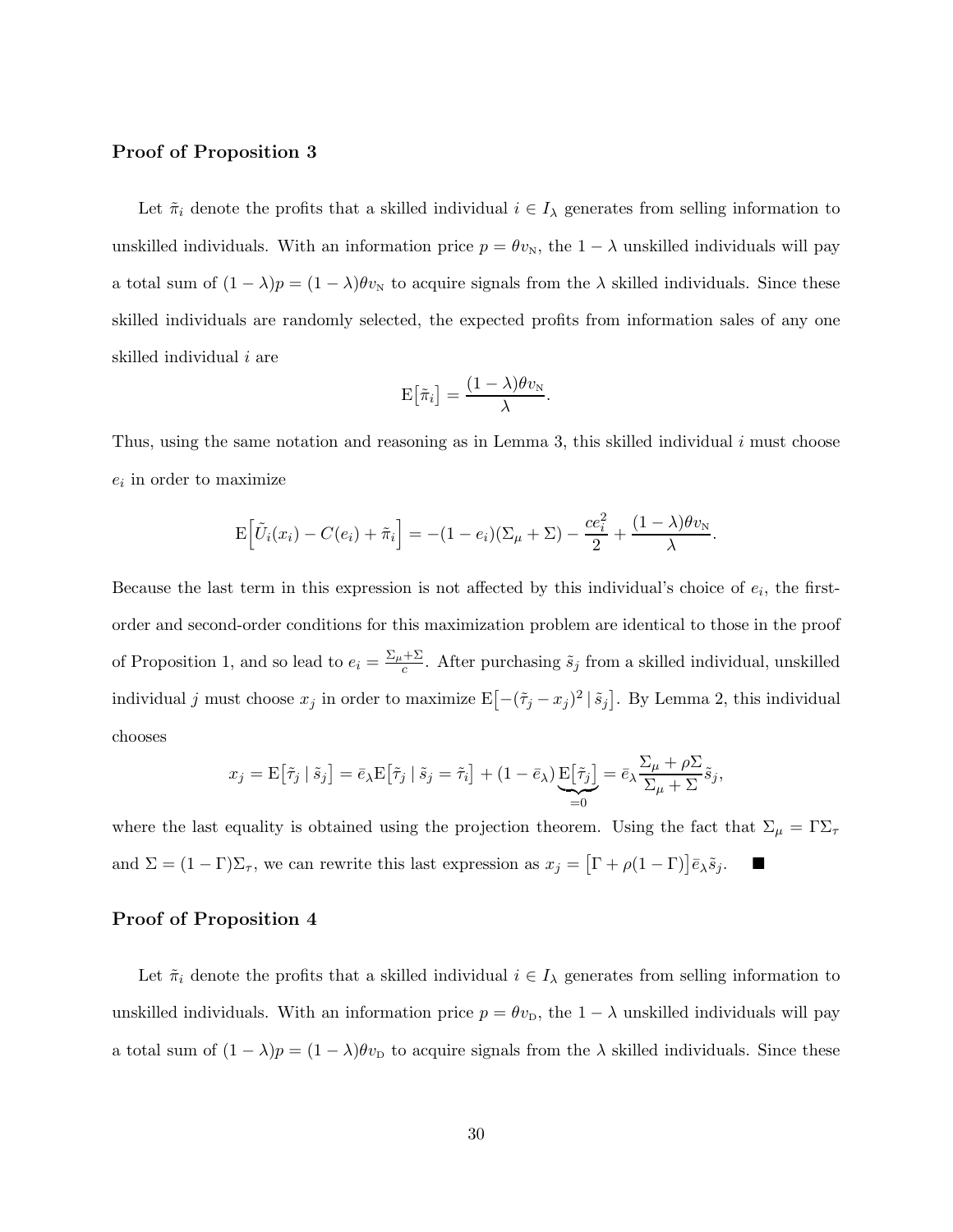### Proof of Proposition 3

Let $\tilde{\pi}_i$ denote the profits that a skilled individual $i \in I_\lambda$ generates from selling information to unskilled individuals. With an information price $p = \theta v_{\text{N}}$, the $1 - \lambda$ unskilled individuals will pay a total sum of $(1-\lambda)p = (1-\lambda)\theta v_{\text{N}}$ to acquire signals from the $\lambda$ skilled individuals. Since these skilled individuals are randomly selected, the expected profits from information sales of any one skilled individual $i$ are

$$\mathrm{E}\big[\tilde{\pi}_i\big] = \frac{(1-\lambda)\theta v_{\text{N}}}{\lambda}.$$

Thus, using the same notation and reasoning as in Lemma 3, this skilled individual $i$ must choose $e_i$ in order to maximize

$$\mathrm{E}\Big[\tilde{U}_i(x_i) - C(e_i) + \tilde{\pi}_i\Big] = -(1-e_i)(\Sigma_\mu + \Sigma) - \frac{ce_i^2}{2} + \frac{(1-\lambda)\theta v_{\text{N}}}{\lambda}.$$

Because the last term in this expression is not affected by this individual's choice of $e_i$, the first-order and second-order conditions for this maximization problem are identical to those in the proof of Proposition 1, and so lead to $e_i = \frac{\Sigma_\mu + \Sigma}{c}$. After purchasing $\tilde{s}_j$ from a skilled individual, unskilled individual $j$ must choose $x_j$ in order to maximize $\mathrm{E}\big[-(\tilde{\tau}_j - x_j)^2 \mid \tilde{s}_j\big]$. By Lemma 2, this individual chooses

$$x_j = \mathrm{E}\big[\tilde{\tau}_j \mid \tilde{s}_j\big] = \bar{e}_\lambda \mathrm{E}\big[\tilde{\tau}_j \mid \tilde{s}_j = \tilde{\tau}_i\big] + (1-\bar{e}_\lambda)\underbrace{\mathrm{E}\big[\tilde{\tau}_j\big]}_{=0} = \bar{e}_\lambda \frac{\Sigma_\mu + \rho\Sigma}{\Sigma_\mu + \Sigma}\tilde{s}_j,$$

where the last equality is obtained using the projection theorem. Using the fact that $\Sigma_\mu = \Gamma\Sigma_\tau$ and $\Sigma = (1-\Gamma)\Sigma_\tau$, we can rewrite this last expression as $x_j = \big[\Gamma + \rho(1-\Gamma)\big]\bar{e}_\lambda \tilde{s}_j$. ■

### Proof of Proposition 4

Let $\tilde{\pi}_i$ denote the profits that a skilled individual $i \in I_\lambda$ generates from selling information to unskilled individuals. With an information price $p = \theta v_{\text{D}}$, the $1 - \lambda$ unskilled individuals will pay a total sum of $(1-\lambda)p = (1-\lambda)\theta v_{\text{D}}$ to acquire signals from the $\lambda$ skilled individuals. Since these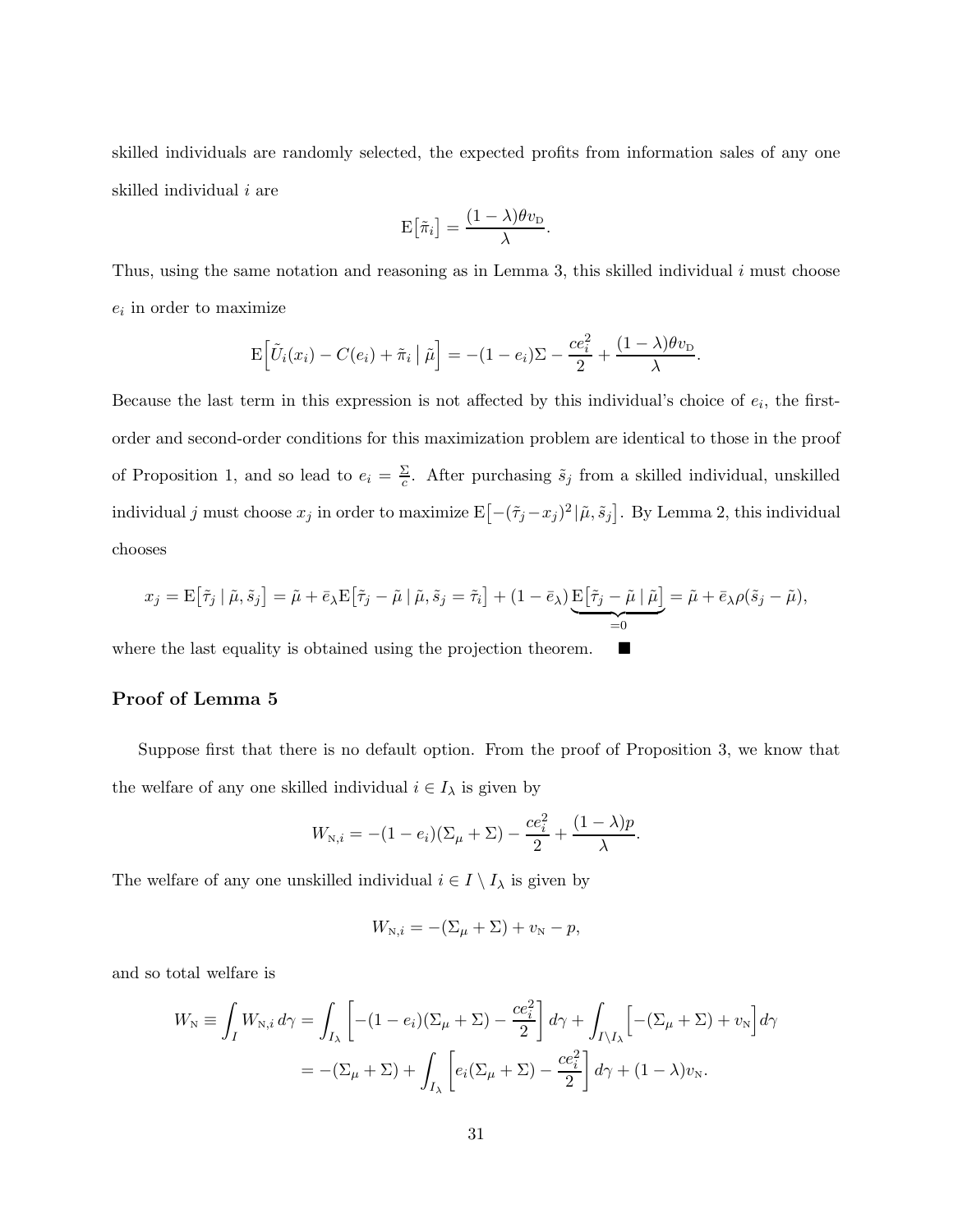skilled individuals are randomly selected, the expected profits from information sales of any one skilled individual $i$ are

$$\mathrm{E}\big[\tilde{\pi}_i\big] = \frac{(1-\lambda)\theta v_{\mathrm{D}}}{\lambda}.$$

Thus, using the same notation and reasoning as in Lemma 3, this skilled individual $i$ must choose $e_i$ in order to maximize

$$\mathrm{E}\Big[\tilde{U}_i(x_i) - C(e_i) + \tilde{\pi}_i \;\Big|\; \tilde{\mu}\Big] = -(1-e_i)\Sigma - \frac{ce_i^2}{2} + \frac{(1-\lambda)\theta v_{\mathrm{D}}}{\lambda}.$$

Because the last term in this expression is not affected by this individual's choice of $e_i$, the first-order and second-order conditions for this maximization problem are identical to those in the proof of Proposition 1, and so lead to $e_i = \frac{\Sigma}{c}$. After purchasing $\tilde{s}_j$ from a skilled individual, unskilled individual $j$ must choose $x_j$ in order to maximize $\mathrm{E}\big[-(\tilde{\tau}_j - x_j)^2 \,|\, \tilde{\mu}, \tilde{s}_j\big]$. By Lemma 2, this individual chooses

$$x_j = \mathrm{E}\big[\tilde{\tau}_j \mid \tilde{\mu}, \tilde{s}_j\big] = \tilde{\mu} + \bar{e}_\lambda \mathrm{E}\big[\tilde{\tau}_j - \tilde{\mu} \mid \tilde{\mu}, \tilde{s}_j = \tilde{\tau}_i\big] + (1-\bar{e}_\lambda)\underbrace{\mathrm{E}\big[\tilde{\tau}_j - \tilde{\mu} \mid \tilde{\mu}\big]}_{=0} = \tilde{\mu} + \bar{e}_\lambda \rho(\tilde{s}_j - \tilde{\mu}),$$

where the last equality is obtained using the projection theorem. ■

### Proof of Lemma 5

Suppose first that there is no default option. From the proof of Proposition 3, we know that the welfare of any one skilled individual $i \in I_\lambda$ is given by

$$W_{\mathrm{N},i} = -(1-e_i)(\Sigma_\mu + \Sigma) - \frac{ce_i^2}{2} + \frac{(1-\lambda)p}{\lambda}.$$

The welfare of any one unskilled individual $i \in I \setminus I_\lambda$ is given by

$$W_{\mathrm{N},i} = -(\Sigma_\mu + \Sigma) + v_{\mathrm{N}} - p,$$

and so total welfare is

$$\begin{aligned}
W_{\mathrm{N}} \equiv \int_I W_{\mathrm{N},i}\, d\gamma &= \int_{I_\lambda} \left[-(1-e_i)(\Sigma_\mu + \Sigma) - \frac{ce_i^2}{2}\right] d\gamma + \int_{I \setminus I_\lambda} \Big[-(\Sigma_\mu + \Sigma) + v_{\mathrm{N}}\Big] d\gamma \\
&= -(\Sigma_\mu + \Sigma) + \int_{I_\lambda} \left[e_i(\Sigma_\mu + \Sigma) - \frac{ce_i^2}{2}\right] d\gamma + (1-\lambda)v_{\mathrm{N}}.
\end{aligned}$$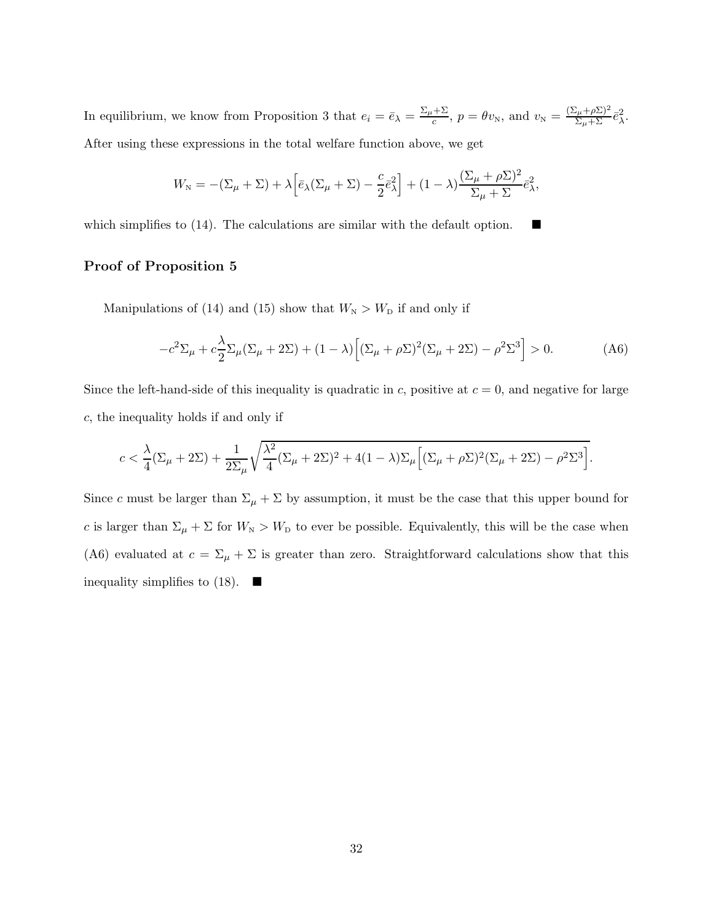In equilibrium, we know from Proposition 3 that $e_i = \bar{e}_\lambda = \frac{\Sigma_\mu + \Sigma}{c}$, $p = \theta v_{\text{N}}$, and $v_{\text{N}} = \frac{(\Sigma_\mu + \rho\Sigma)^2}{\Sigma_\mu + \Sigma}\bar{e}_\lambda^2$. After using these expressions in the total welfare function above, we get

$$W_{\text{N}} = -(\Sigma_\mu + \Sigma) + \lambda\Big[\bar{e}_\lambda(\Sigma_\mu + \Sigma) - \frac{c}{2}\bar{e}_\lambda^2\Big] + (1-\lambda)\frac{(\Sigma_\mu + \rho\Sigma)^2}{\Sigma_\mu + \Sigma}\bar{e}_\lambda^2,$$

which simplifies to (14). The calculations are similar with the default option. ■

### Proof of Proposition 5

Manipulations of (14) and (15) show that $W_{\text{N}} > W_{\text{D}}$ if and only if

$$-c^2\Sigma_\mu + c\frac{\lambda}{2}\Sigma_\mu(\Sigma_\mu + 2\Sigma) + (1-\lambda)\Big[(\Sigma_\mu + \rho\Sigma)^2(\Sigma_\mu + 2\Sigma) - \rho^2\Sigma^3\Big] > 0. \tag{A6}$$

Since the left-hand-side of this inequality is quadratic in $c$, positive at $c = 0$, and negative for large $c$, the inequality holds if and only if

$$c < \frac{\lambda}{4}(\Sigma_\mu + 2\Sigma) + \frac{1}{2\Sigma_\mu}\sqrt{\frac{\lambda^2}{4}(\Sigma_\mu + 2\Sigma)^2 + 4(1-\lambda)\Sigma_\mu\Big[(\Sigma_\mu + \rho\Sigma)^2(\Sigma_\mu + 2\Sigma) - \rho^2\Sigma^3\Big]}.$$

Since $c$ must be larger than $\Sigma_\mu + \Sigma$ by assumption, it must be the case that this upper bound for $c$ is larger than $\Sigma_\mu + \Sigma$ for $W_{\text{N}} > W_{\text{D}}$ to ever be possible. Equivalently, this will be the case when (A6) evaluated at $c = \Sigma_\mu + \Sigma$ is greater than zero. Straightforward calculations show that this inequality simplifies to (18). ■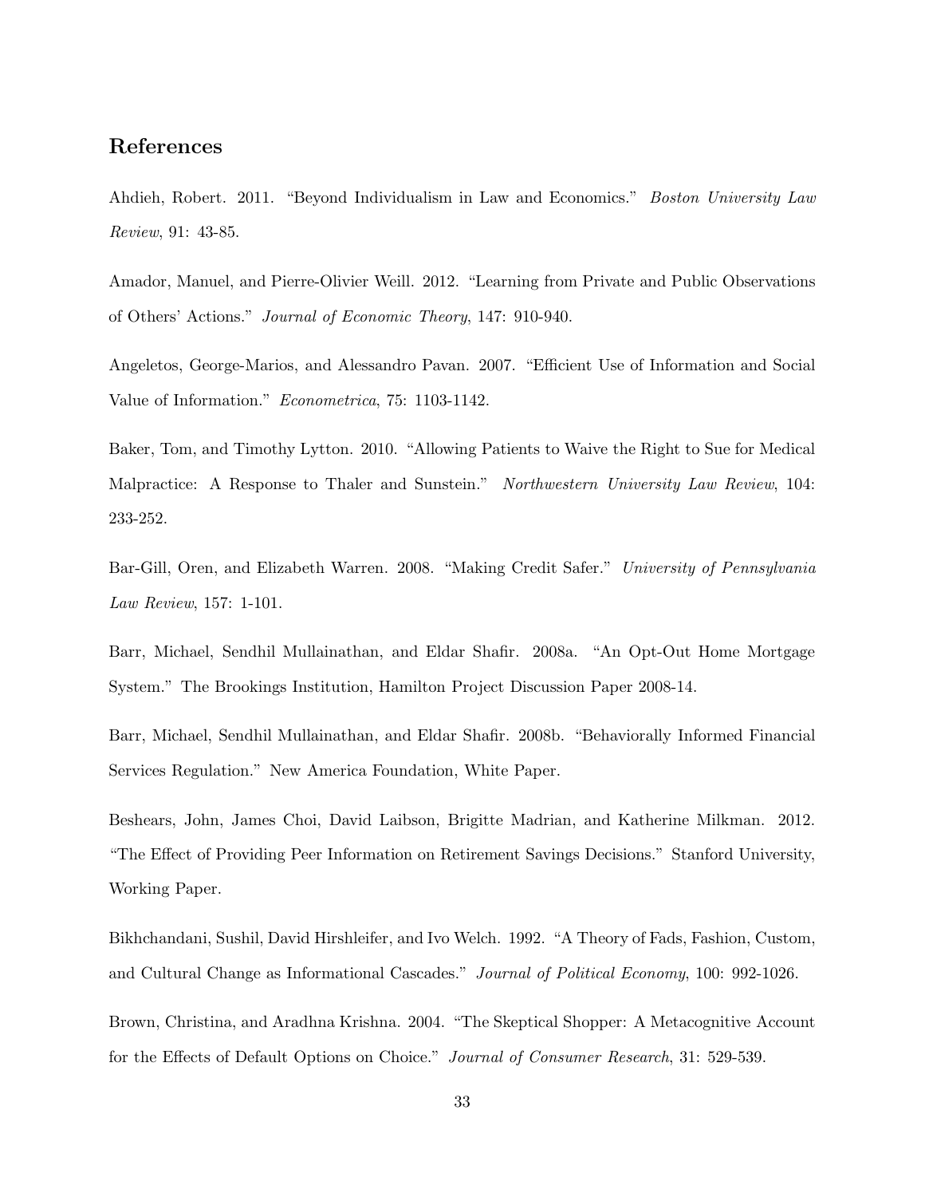## References

Ahdieh, Robert. 2011. "Beyond Individualism in Law and Economics." *Boston University Law Review*, 91: 43-85.

Amador, Manuel, and Pierre-Olivier Weill. 2012. "Learning from Private and Public Observations of Others' Actions." *Journal of Economic Theory*, 147: 910-940.

Angeletos, George-Marios, and Alessandro Pavan. 2007. "Efficient Use of Information and Social Value of Information." *Econometrica*, 75: 1103-1142.

Baker, Tom, and Timothy Lytton. 2010. "Allowing Patients to Waive the Right to Sue for Medical Malpractice: A Response to Thaler and Sunstein." *Northwestern University Law Review*, 104: 233-252.

Bar-Gill, Oren, and Elizabeth Warren. 2008. "Making Credit Safer." *University of Pennsylvania Law Review*, 157: 1-101.

Barr, Michael, Sendhil Mullainathan, and Eldar Shafir. 2008a. "An Opt-Out Home Mortgage System." The Brookings Institution, Hamilton Project Discussion Paper 2008-14.

Barr, Michael, Sendhil Mullainathan, and Eldar Shafir. 2008b. "Behaviorally Informed Financial Services Regulation." New America Foundation, White Paper.

Beshears, John, James Choi, David Laibson, Brigitte Madrian, and Katherine Milkman. 2012. "The Effect of Providing Peer Information on Retirement Savings Decisions." Stanford University, Working Paper.

Bikhchandani, Sushil, David Hirshleifer, and Ivo Welch. 1992. "A Theory of Fads, Fashion, Custom, and Cultural Change as Informational Cascades." *Journal of Political Economy*, 100: 992-1026.

Brown, Christina, and Aradhna Krishna. 2004. "The Skeptical Shopper: A Metacognitive Account for the Effects of Default Options on Choice." *Journal of Consumer Research*, 31: 529-539.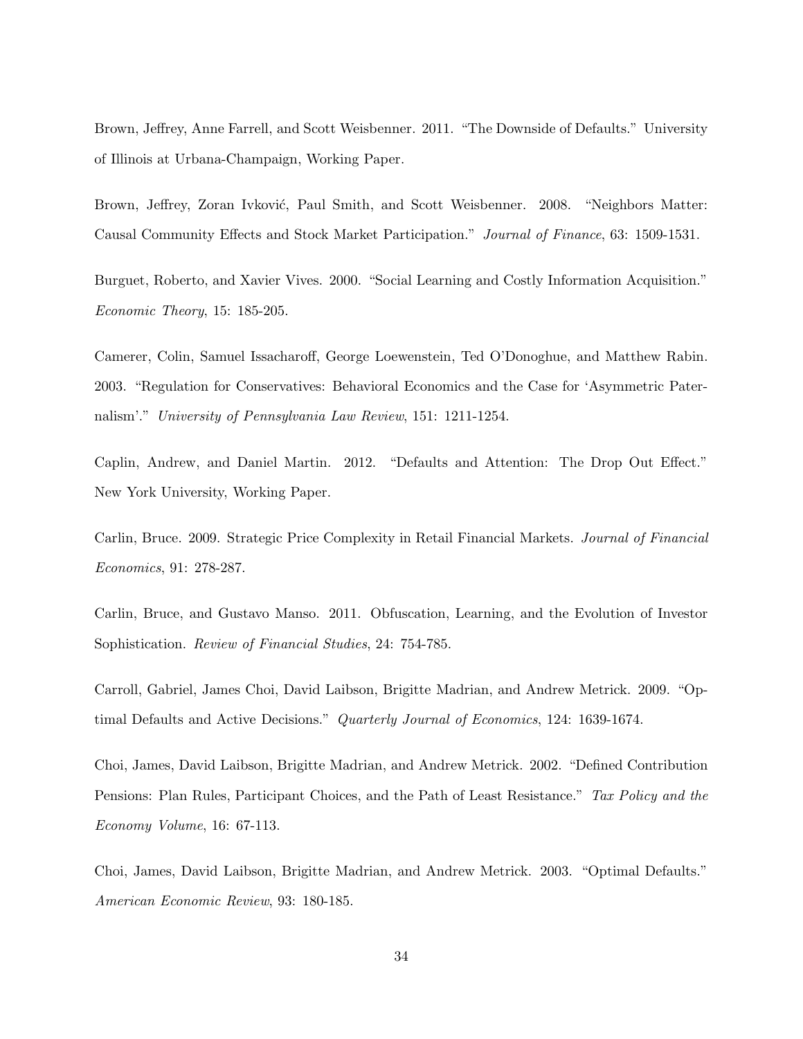Brown, Jeffrey, Anne Farrell, and Scott Weisbenner. 2011. "The Downside of Defaults." University of Illinois at Urbana-Champaign, Working Paper.

Brown, Jeffrey, Zoran Ivković, Paul Smith, and Scott Weisbenner. 2008. "Neighbors Matter: Causal Community Effects and Stock Market Participation." *Journal of Finance*, 63: 1509-1531.

Burguet, Roberto, and Xavier Vives. 2000. "Social Learning and Costly Information Acquisition." *Economic Theory*, 15: 185-205.

Camerer, Colin, Samuel Issacharoff, George Loewenstein, Ted O'Donoghue, and Matthew Rabin. 2003. "Regulation for Conservatives: Behavioral Economics and the Case for 'Asymmetric Paternalism'." *University of Pennsylvania Law Review*, 151: 1211-1254.

Caplin, Andrew, and Daniel Martin. 2012. "Defaults and Attention: The Drop Out Effect." New York University, Working Paper.

Carlin, Bruce. 2009. Strategic Price Complexity in Retail Financial Markets. *Journal of Financial Economics*, 91: 278-287.

Carlin, Bruce, and Gustavo Manso. 2011. Obfuscation, Learning, and the Evolution of Investor Sophistication. *Review of Financial Studies*, 24: 754-785.

Carroll, Gabriel, James Choi, David Laibson, Brigitte Madrian, and Andrew Metrick. 2009. "Optimal Defaults and Active Decisions." *Quarterly Journal of Economics*, 124: 1639-1674.

Choi, James, David Laibson, Brigitte Madrian, and Andrew Metrick. 2002. "Defined Contribution Pensions: Plan Rules, Participant Choices, and the Path of Least Resistance." *Tax Policy and the Economy Volume*, 16: 67-113.

Choi, James, David Laibson, Brigitte Madrian, and Andrew Metrick. 2003. "Optimal Defaults." *American Economic Review*, 93: 180-185.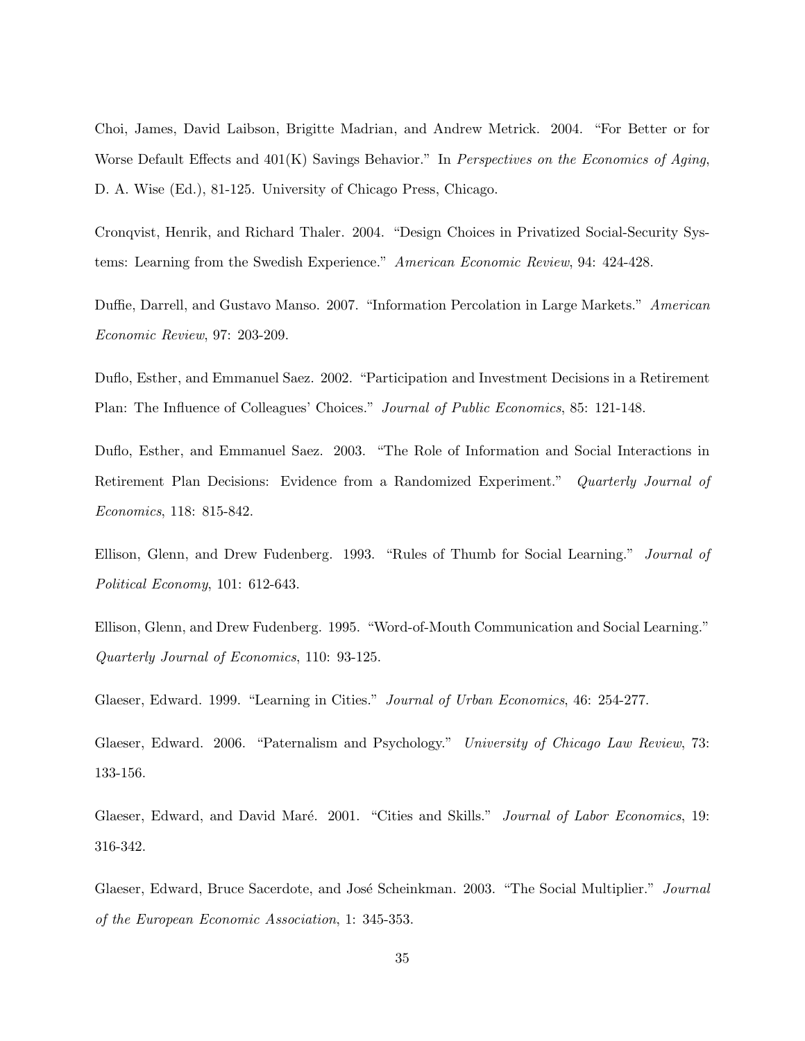Choi, James, David Laibson, Brigitte Madrian, and Andrew Metrick. 2004. "For Better or for Worse Default Effects and 401(K) Savings Behavior." In *Perspectives on the Economics of Aging*, D. A. Wise (Ed.), 81-125. University of Chicago Press, Chicago.

Cronqvist, Henrik, and Richard Thaler. 2004. "Design Choices in Privatized Social-Security Systems: Learning from the Swedish Experience." *American Economic Review*, 94: 424-428.

Duffie, Darrell, and Gustavo Manso. 2007. "Information Percolation in Large Markets." *American Economic Review*, 97: 203-209.

Duflo, Esther, and Emmanuel Saez. 2002. "Participation and Investment Decisions in a Retirement Plan: The Influence of Colleagues' Choices." *Journal of Public Economics*, 85: 121-148.

Duflo, Esther, and Emmanuel Saez. 2003. "The Role of Information and Social Interactions in Retirement Plan Decisions: Evidence from a Randomized Experiment." *Quarterly Journal of Economics*, 118: 815-842.

Ellison, Glenn, and Drew Fudenberg. 1993. "Rules of Thumb for Social Learning." *Journal of Political Economy*, 101: 612-643.

Ellison, Glenn, and Drew Fudenberg. 1995. "Word-of-Mouth Communication and Social Learning." *Quarterly Journal of Economics*, 110: 93-125.

Glaeser, Edward. 1999. "Learning in Cities." *Journal of Urban Economics*, 46: 254-277.

Glaeser, Edward. 2006. "Paternalism and Psychology." *University of Chicago Law Review*, 73: 133-156.

Glaeser, Edward, and David Maré. 2001. "Cities and Skills." *Journal of Labor Economics*, 19: 316-342.

Glaeser, Edward, Bruce Sacerdote, and José Scheinkman. 2003. "The Social Multiplier." *Journal of the European Economic Association*, 1: 345-353.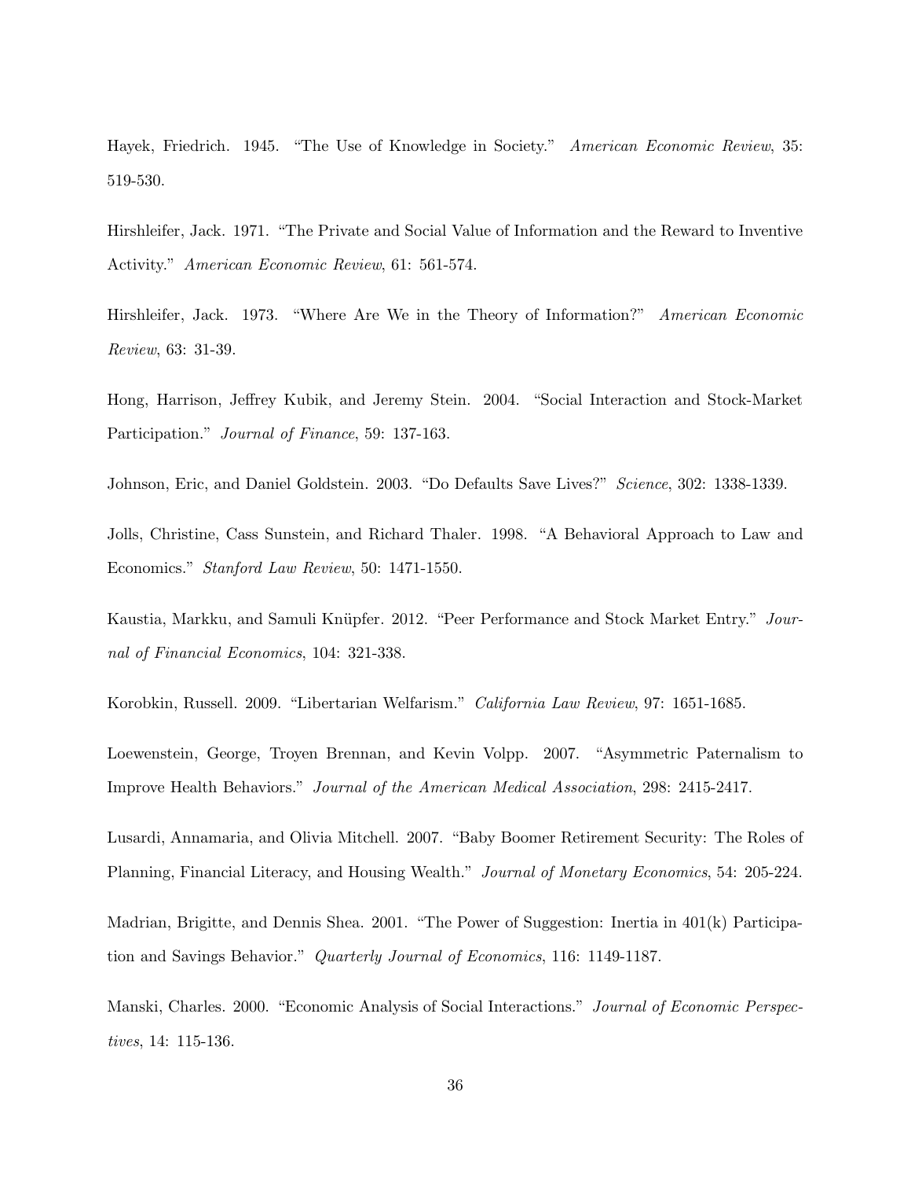Hayek, Friedrich. 1945. "The Use of Knowledge in Society." *American Economic Review*, 35: 519-530.

Hirshleifer, Jack. 1971. "The Private and Social Value of Information and the Reward to Inventive Activity." *American Economic Review*, 61: 561-574.

Hirshleifer, Jack. 1973. "Where Are We in the Theory of Information?" *American Economic Review*, 63: 31-39.

Hong, Harrison, Jeffrey Kubik, and Jeremy Stein. 2004. "Social Interaction and Stock-Market Participation." *Journal of Finance*, 59: 137-163.

Johnson, Eric, and Daniel Goldstein. 2003. "Do Defaults Save Lives?" *Science*, 302: 1338-1339.

Jolls, Christine, Cass Sunstein, and Richard Thaler. 1998. "A Behavioral Approach to Law and Economics." *Stanford Law Review*, 50: 1471-1550.

Kaustia, Markku, and Samuli Knüpfer. 2012. "Peer Performance and Stock Market Entry." *Journal of Financial Economics*, 104: 321-338.

Korobkin, Russell. 2009. "Libertarian Welfarism." *California Law Review*, 97: 1651-1685.

Loewenstein, George, Troyen Brennan, and Kevin Volpp. 2007. "Asymmetric Paternalism to Improve Health Behaviors." *Journal of the American Medical Association*, 298: 2415-2417.

Lusardi, Annamaria, and Olivia Mitchell. 2007. "Baby Boomer Retirement Security: The Roles of Planning, Financial Literacy, and Housing Wealth." *Journal of Monetary Economics*, 54: 205-224.

Madrian, Brigitte, and Dennis Shea. 2001. "The Power of Suggestion: Inertia in 401(k) Participation and Savings Behavior." *Quarterly Journal of Economics*, 116: 1149-1187.

Manski, Charles. 2000. "Economic Analysis of Social Interactions." *Journal of Economic Perspectives*, 14: 115-136.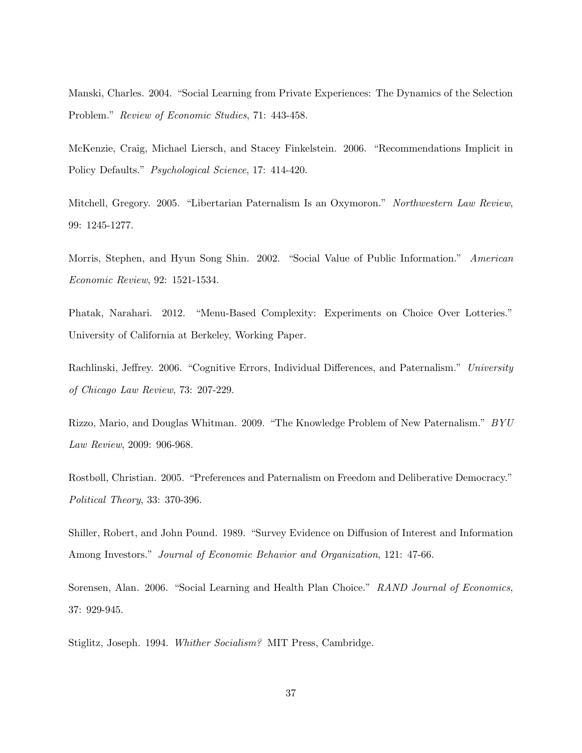Manski, Charles. 2004. "Social Learning from Private Experiences: The Dynamics of the Selection Problem." *Review of Economic Studies*, 71: 443-458.

McKenzie, Craig, Michael Liersch, and Stacey Finkelstein. 2006. "Recommendations Implicit in Policy Defaults." *Psychological Science*, 17: 414-420.

Mitchell, Gregory. 2005. "Libertarian Paternalism Is an Oxymoron." *Northwestern Law Review*, 99: 1245-1277.

Morris, Stephen, and Hyun Song Shin. 2002. "Social Value of Public Information." *American Economic Review*, 92: 1521-1534.

Phatak, Narahari. 2012. "Menu-Based Complexity: Experiments on Choice Over Lotteries." University of California at Berkeley, Working Paper.

Rachlinski, Jeffrey. 2006. "Cognitive Errors, Individual Differences, and Paternalism." *University of Chicago Law Review*, 73: 207-229.

Rizzo, Mario, and Douglas Whitman. 2009. "The Knowledge Problem of New Paternalism." *BYU Law Review*, 2009: 906-968.

Rostbøll, Christian. 2005. "Preferences and Paternalism on Freedom and Deliberative Democracy." *Political Theory*, 33: 370-396.

Shiller, Robert, and John Pound. 1989. "Survey Evidence on Diffusion of Interest and Information Among Investors." *Journal of Economic Behavior and Organization*, 121: 47-66.

Sorensen, Alan. 2006. "Social Learning and Health Plan Choice." *RAND Journal of Economics*, 37: 929-945.

Stiglitz, Joseph. 1994. *Whither Socialism?* MIT Press, Cambridge.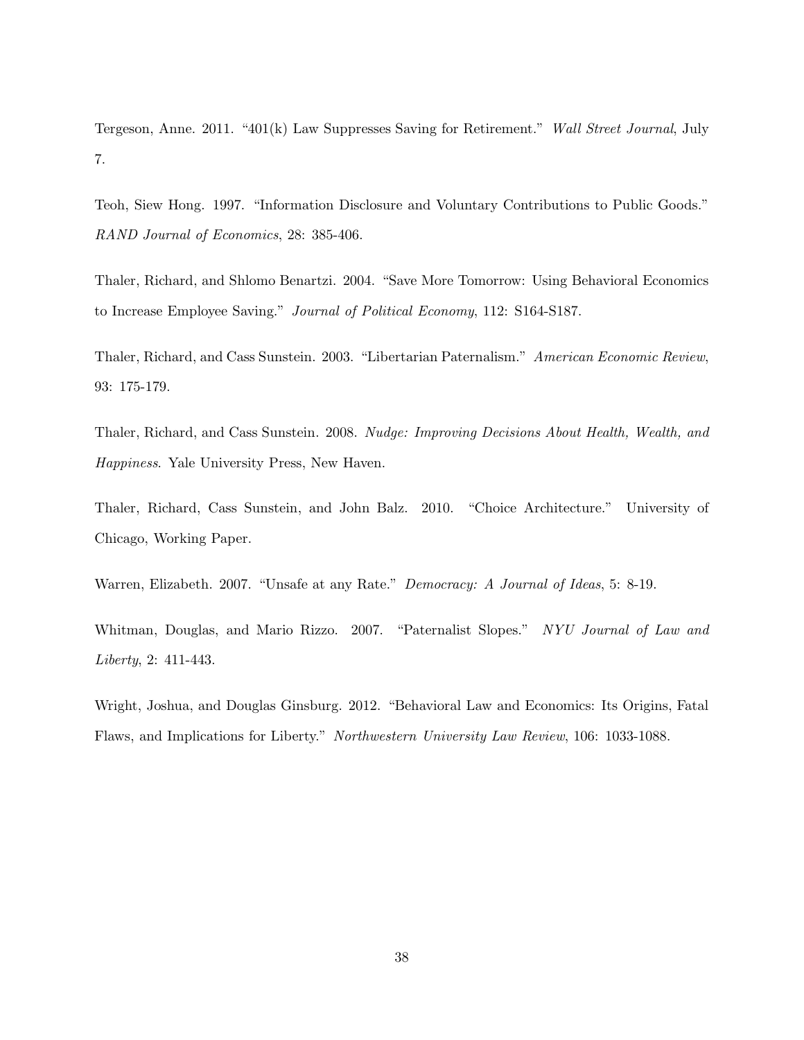Tergeson, Anne. 2011. "401(k) Law Suppresses Saving for Retirement." *Wall Street Journal*, July 7.

Teoh, Siew Hong. 1997. "Information Disclosure and Voluntary Contributions to Public Goods." *RAND Journal of Economics*, 28: 385-406.

Thaler, Richard, and Shlomo Benartzi. 2004. "Save More Tomorrow: Using Behavioral Economics to Increase Employee Saving." *Journal of Political Economy*, 112: S164-S187.

Thaler, Richard, and Cass Sunstein. 2003. "Libertarian Paternalism." *American Economic Review*, 93: 175-179.

Thaler, Richard, and Cass Sunstein. 2008. *Nudge: Improving Decisions About Health, Wealth, and Happiness*. Yale University Press, New Haven.

Thaler, Richard, Cass Sunstein, and John Balz. 2010. "Choice Architecture." University of Chicago, Working Paper.

Warren, Elizabeth. 2007. "Unsafe at any Rate." *Democracy: A Journal of Ideas*, 5: 8-19.

Whitman, Douglas, and Mario Rizzo. 2007. "Paternalist Slopes." *NYU Journal of Law and Liberty*, 2: 411-443.

Wright, Joshua, and Douglas Ginsburg. 2012. "Behavioral Law and Economics: Its Origins, Fatal Flaws, and Implications for Liberty." *Northwestern University Law Review*, 106: 1033-1088.